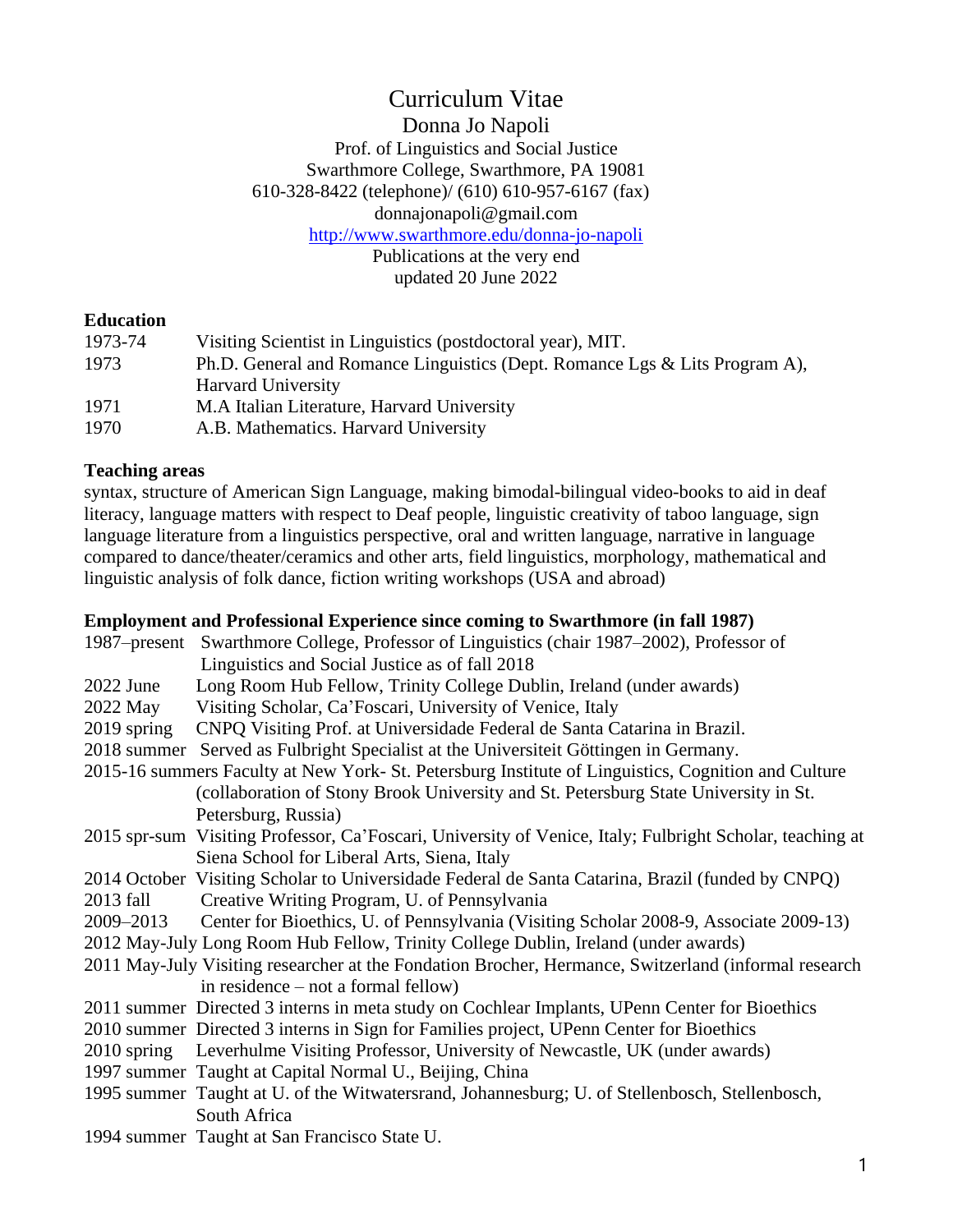# Curriculum Vitae

Donna Jo Napoli
Prof. of Linguistics and Social Justice
Swarthmore College, Swarthmore, PA 19081
610-328-8422 (telephone)/ (610) 610-957-6167 (fax)
donnajonapoli@gmail.com
http://www.swarthmore.edu/donna-jo-napoli
Publications at the very end
updated 20 June 2022

## Education

| | |
|---|---|
| 1973-74 | Visiting Scientist in Linguistics (postdoctoral year), MIT. |
| 1973 | Ph.D. General and Romance Linguistics (Dept. Romance Lgs & Lits Program A), Harvard University |
| 1971 | M.A Italian Literature, Harvard University |
| 1970 | A.B. Mathematics. Harvard University |

## Teaching areas

syntax, structure of American Sign Language, making bimodal-bilingual video-books to aid in deaf literacy, language matters with respect to Deaf people, linguistic creativity of taboo language, sign language literature from a linguistics perspective, oral and written language, narrative in language compared to dance/theater/ceramics and other arts, field linguistics, morphology, mathematical and linguistic analysis of folk dance, fiction writing workshops (USA and abroad)

## Employment and Professional Experience since coming to Swarthmore (in fall 1987)

| | |
|---|---|
| 1987–present | Swarthmore College, Professor of Linguistics (chair 1987–2002), Professor of Linguistics and Social Justice as of fall 2018 |
| 2022 June | Long Room Hub Fellow, Trinity College Dublin, Ireland (under awards) |
| 2022 May | Visiting Scholar, Ca'Foscari, University of Venice, Italy |
| 2019 spring | CNPQ Visiting Prof. at Universidade Federal de Santa Catarina in Brazil. |
| 2018 summer | Served as Fulbright Specialist at the Universiteit Göttingen in Germany. |
| 2015-16 summers | Faculty at New York- St. Petersburg Institute of Linguistics, Cognition and Culture (collaboration of Stony Brook University and St. Petersburg State University in St. Petersburg, Russia) |
| 2015 spr-sum | Visiting Professor, Ca'Foscari, University of Venice, Italy; Fulbright Scholar, teaching at Siena School for Liberal Arts, Siena, Italy |
| 2014 October | Visiting Scholar to Universidade Federal de Santa Catarina, Brazil (funded by CNPQ) |
| 2013 fall | Creative Writing Program, U. of Pennsylvania |
| 2009–2013 | Center for Bioethics, U. of Pennsylvania (Visiting Scholar 2008-9, Associate 2009-13) |
| 2012 May-July | Long Room Hub Fellow, Trinity College Dublin, Ireland (under awards) |
| 2011 May-July | Visiting researcher at the Fondation Brocher, Hermance, Switzerland (informal research in residence – not a formal fellow) |
| 2011 summer | Directed 3 interns in meta study on Cochlear Implants, UPenn Center for Bioethics |
| 2010 summer | Directed 3 interns in Sign for Families project, UPenn Center for Bioethics |
| 2010 spring | Leverhulme Visiting Professor, University of Newcastle, UK (under awards) |
| 1997 summer | Taught at Capital Normal U., Beijing, China |
| 1995 summer | Taught at U. of the Witwatersrand, Johannesburg; U. of Stellenbosch, Stellenbosch, South Africa |
| 1994 summer | Taught at San Francisco State U. |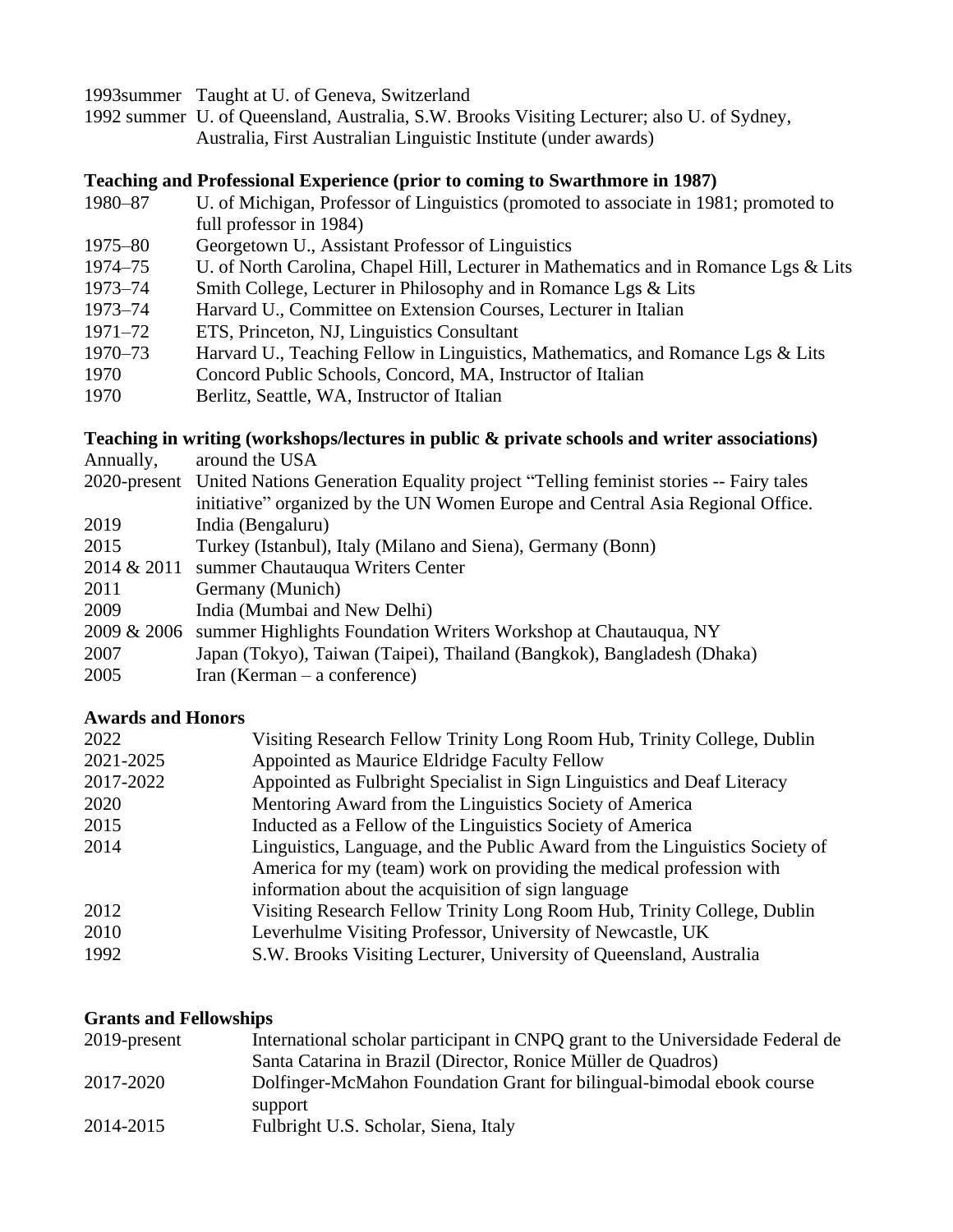| | |
|---|---|
| 1993summer | Taught at U. of Geneva, Switzerland |
| 1992 summer | U. of Queensland, Australia, S.W. Brooks Visiting Lecturer; also U. of Sydney, Australia, First Australian Linguistic Institute (under awards) |

**Teaching and Professional Experience (prior to coming to Swarthmore in 1987)**

| | |
|---|---|
| 1980–87 | U. of Michigan, Professor of Linguistics (promoted to associate in 1981; promoted to full professor in 1984) |
| 1975–80 | Georgetown U., Assistant Professor of Linguistics |
| 1974–75 | U. of North Carolina, Chapel Hill, Lecturer in Mathematics and in Romance Lgs & Lits |
| 1973–74 | Smith College, Lecturer in Philosophy and in Romance Lgs & Lits |
| 1973–74 | Harvard U., Committee on Extension Courses, Lecturer in Italian |
| 1971–72 | ETS, Princeton, NJ, Linguistics Consultant |
| 1970–73 | Harvard U., Teaching Fellow in Linguistics, Mathematics, and Romance Lgs & Lits |
| 1970 | Concord Public Schools, Concord, MA, Instructor of Italian |
| 1970 | Berlitz, Seattle, WA, Instructor of Italian |

**Teaching in writing (workshops/lectures in public & private schools and writer associations)**

| | |
|---|---|
| Annually, | around the USA |
| 2020-present | United Nations Generation Equality project "Telling feminist stories -- Fairy tales initiative" organized by the UN Women Europe and Central Asia Regional Office. |
| 2019 | India (Bengaluru) |
| 2015 | Turkey (Istanbul), Italy (Milano and Siena), Germany (Bonn) |
| 2014 & 2011 | summer Chautauqua Writers Center |
| 2011 | Germany (Munich) |
| 2009 | India (Mumbai and New Delhi) |
| 2009 & 2006 | summer Highlights Foundation Writers Workshop at Chautauqua, NY |
| 2007 | Japan (Tokyo), Taiwan (Taipei), Thailand (Bangkok), Bangladesh (Dhaka) |
| 2005 | Iran (Kerman – a conference) |

**Awards and Honors**

| | |
|---|---|
| 2022 | Visiting Research Fellow Trinity Long Room Hub, Trinity College, Dublin |
| 2021-2025 | Appointed as Maurice Eldridge Faculty Fellow |
| 2017-2022 | Appointed as Fulbright Specialist in Sign Linguistics and Deaf Literacy |
| 2020 | Mentoring Award from the Linguistics Society of America |
| 2015 | Inducted as a Fellow of the Linguistics Society of America |
| 2014 | Linguistics, Language, and the Public Award from the Linguistics Society of America for my (team) work on providing the medical profession with information about the acquisition of sign language |
| 2012 | Visiting Research Fellow Trinity Long Room Hub, Trinity College, Dublin |
| 2010 | Leverhulme Visiting Professor, University of Newcastle, UK |
| 1992 | S.W. Brooks Visiting Lecturer, University of Queensland, Australia |

**Grants and Fellowships**

| | |
|---|---|
| 2019-present | International scholar participant in CNPQ grant to the Universidade Federal de Santa Catarina in Brazil (Director, Ronice Müller de Quadros) |
| 2017-2020 | Dolfinger-McMahon Foundation Grant for bilingual-bimodal ebook course support |
| 2014-2015 | Fulbright U.S. Scholar, Siena, Italy |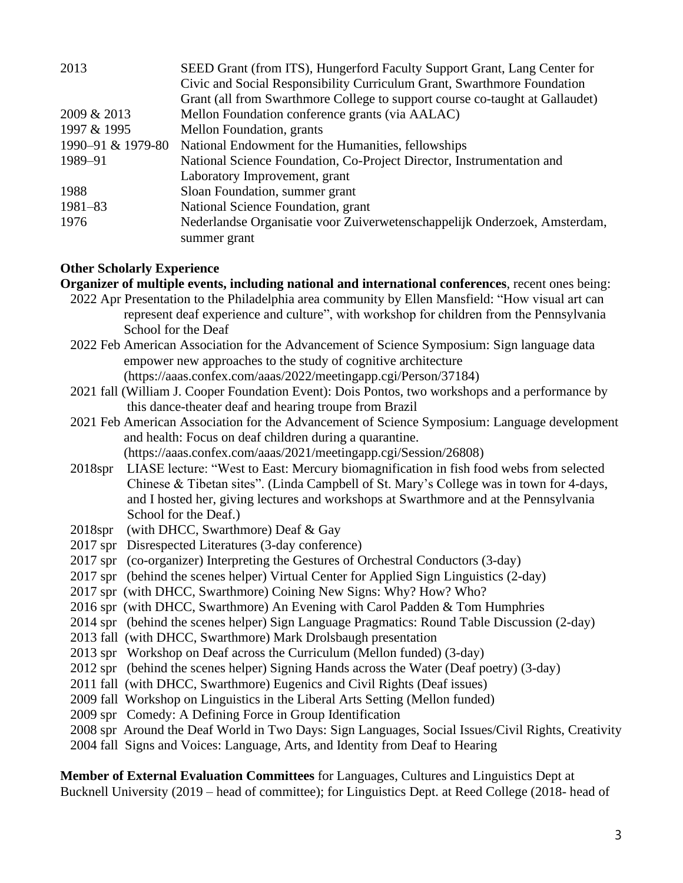| | |
|---|---|
| 2013 | SEED Grant (from ITS), Hungerford Faculty Support Grant, Lang Center for Civic and Social Responsibility Curriculum Grant, Swarthmore Foundation Grant (all from Swarthmore College to support course co-taught at Gallaudet) |
| 2009 & 2013 | Mellon Foundation conference grants (via AALAC) |
| 1997 & 1995 | Mellon Foundation, grants |
| 1990–91 & 1979-80 | National Endowment for the Humanities, fellowships |
| 1989–91 | National Science Foundation, Co-Project Director, Instrumentation and Laboratory Improvement, grant |
| 1988 | Sloan Foundation, summer grant |
| 1981–83 | National Science Foundation, grant |
| 1976 | Nederlandse Organisatie voor Zuiverwetenschappelijk Onderzoek, Amsterdam, summer grant |

**Other Scholarly Experience**

**Organizer of multiple events, including national and international conferences**, recent ones being:

- 2022 Apr Presentation to the Philadelphia area community by Ellen Mansfield: "How visual art can represent deaf experience and culture", with workshop for children from the Pennsylvania School for the Deaf
- 2022 Feb American Association for the Advancement of Science Symposium: Sign language data empower new approaches to the study of cognitive architecture (https://aaas.confex.com/aaas/2022/meetingapp.cgi/Person/37184)
- 2021 fall (William J. Cooper Foundation Event): Dois Pontos, two workshops and a performance by this dance-theater deaf and hearing troupe from Brazil
- 2021 Feb American Association for the Advancement of Science Symposium: Language development and health: Focus on deaf children during a quarantine. (https://aaas.confex.com/aaas/2021/meetingapp.cgi/Session/26808)
- 2018spr LIASE lecture: "West to East: Mercury biomagnification in fish food webs from selected Chinese & Tibetan sites". (Linda Campbell of St. Mary's College was in town for 4-days, and I hosted her, giving lectures and workshops at Swarthmore and at the Pennsylvania School for the Deaf.)
- 2018spr (with DHCC, Swarthmore) Deaf & Gay
- 2017 spr Disrespected Literatures (3-day conference)
- 2017 spr (co-organizer) Interpreting the Gestures of Orchestral Conductors (3-day)
- 2017 spr (behind the scenes helper) Virtual Center for Applied Sign Linguistics (2-day)
- 2017 spr (with DHCC, Swarthmore) Coining New Signs: Why? How? Who?
- 2016 spr (with DHCC, Swarthmore) An Evening with Carol Padden & Tom Humphries
- 2014 spr (behind the scenes helper) Sign Language Pragmatics: Round Table Discussion (2-day)
- 2013 fall (with DHCC, Swarthmore) Mark Drolsbaugh presentation
- 2013 spr Workshop on Deaf across the Curriculum (Mellon funded) (3-day)
- 2012 spr (behind the scenes helper) Signing Hands across the Water (Deaf poetry) (3-day)
- 2011 fall (with DHCC, Swarthmore) Eugenics and Civil Rights (Deaf issues)
- 2009 fall Workshop on Linguistics in the Liberal Arts Setting (Mellon funded)
- 2009 spr Comedy: A Defining Force in Group Identification
- 2008 spr Around the Deaf World in Two Days: Sign Languages, Social Issues/Civil Rights, Creativity
- 2004 fall Signs and Voices: Language, Arts, and Identity from Deaf to Hearing

**Member of External Evaluation Committees** for Languages, Cultures and Linguistics Dept at Bucknell University (2019 – head of committee); for Linguistics Dept. at Reed College (2018- head of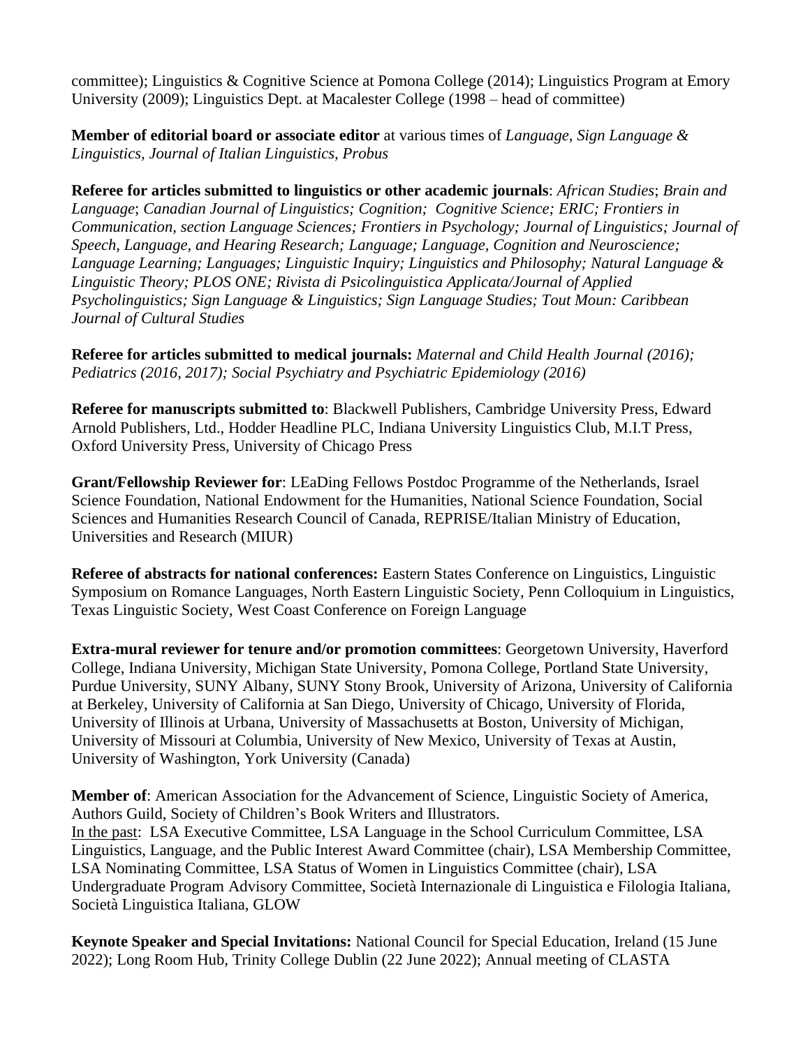committee); Linguistics & Cognitive Science at Pomona College (2014); Linguistics Program at Emory University (2009); Linguistics Dept. at Macalester College (1998 – head of committee)

**Member of editorial board or associate editor** at various times of *Language, Sign Language & Linguistics, Journal of Italian Linguistics, Probus*

**Referee for articles submitted to linguistics or other academic journals**: *African Studies*; *Brain and Language*; *Canadian Journal of Linguistics; Cognition; Cognitive Science; ERIC; Frontiers in Communication, section Language Sciences; Frontiers in Psychology; Journal of Linguistics; Journal of Speech, Language, and Hearing Research; Language; Language, Cognition and Neuroscience; Language Learning; Languages; Linguistic Inquiry; Linguistics and Philosophy; Natural Language & Linguistic Theory; PLOS ONE; Rivista di Psicolinguistica Applicata/Journal of Applied Psycholinguistics; Sign Language & Linguistics; Sign Language Studies; Tout Moun: Caribbean Journal of Cultural Studies*

**Referee for articles submitted to medical journals:** *Maternal and Child Health Journal (2016); Pediatrics (2016, 2017); Social Psychiatry and Psychiatric Epidemiology (2016)*

**Referee for manuscripts submitted to**: Blackwell Publishers, Cambridge University Press, Edward Arnold Publishers, Ltd., Hodder Headline PLC, Indiana University Linguistics Club, M.I.T Press, Oxford University Press, University of Chicago Press

**Grant/Fellowship Reviewer for**: LEaDing Fellows Postdoc Programme of the Netherlands, Israel Science Foundation, National Endowment for the Humanities, National Science Foundation, Social Sciences and Humanities Research Council of Canada, REPRISE/Italian Ministry of Education, Universities and Research (MIUR)

**Referee of abstracts for national conferences:** Eastern States Conference on Linguistics, Linguistic Symposium on Romance Languages, North Eastern Linguistic Society, Penn Colloquium in Linguistics, Texas Linguistic Society, West Coast Conference on Foreign Language

**Extra-mural reviewer for tenure and/or promotion committees**: Georgetown University, Haverford College, Indiana University, Michigan State University, Pomona College, Portland State University, Purdue University, SUNY Albany, SUNY Stony Brook, University of Arizona, University of California at Berkeley, University of California at San Diego, University of Chicago, University of Florida, University of Illinois at Urbana, University of Massachusetts at Boston, University of Michigan, University of Missouri at Columbia, University of New Mexico, University of Texas at Austin, University of Washington, York University (Canada)

**Member of**: American Association for the Advancement of Science, Linguistic Society of America, Authors Guild, Society of Children's Book Writers and Illustrators.
In the past: LSA Executive Committee, LSA Language in the School Curriculum Committee, LSA Linguistics, Language, and the Public Interest Award Committee (chair), LSA Membership Committee, LSA Nominating Committee, LSA Status of Women in Linguistics Committee (chair), LSA Undergraduate Program Advisory Committee, Società Internazionale di Linguistica e Filologia Italiana, Società Linguistica Italiana, GLOW

**Keynote Speaker and Special Invitations:** National Council for Special Education, Ireland (15 June 2022); Long Room Hub, Trinity College Dublin (22 June 2022); Annual meeting of CLASTA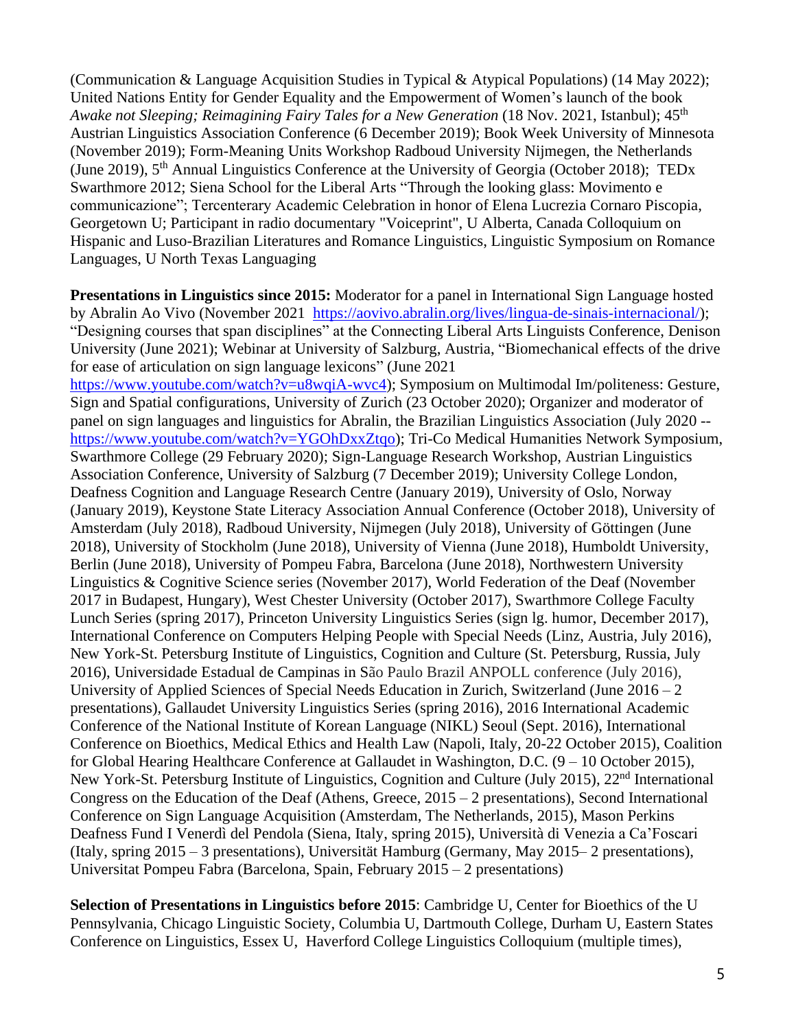(Communication & Language Acquisition Studies in Typical & Atypical Populations) (14 May 2022); United Nations Entity for Gender Equality and the Empowerment of Women's launch of the book *Awake not Sleeping; Reimagining Fairy Tales for a New Generation* (18 Nov. 2021, Istanbul); 45th Austrian Linguistics Association Conference (6 December 2019); Book Week University of Minnesota (November 2019); Form-Meaning Units Workshop Radboud University Nijmegen, the Netherlands (June 2019), 5th Annual Linguistics Conference at the University of Georgia (October 2018); TEDx Swarthmore 2012; Siena School for the Liberal Arts "Through the looking glass: Movimento e communicazione"; Tercenterary Academic Celebration in honor of Elena Lucrezia Cornaro Piscopia, Georgetown U; Participant in radio documentary "Voiceprint", U Alberta, Canada Colloquium on Hispanic and Luso-Brazilian Literatures and Romance Linguistics, Linguistic Symposium on Romance Languages, U North Texas Languaging

**Presentations in Linguistics since 2015:** Moderator for a panel in International Sign Language hosted by Abralin Ao Vivo (November 2021 https://aovivo.abralin.org/lives/lingua-de-sinais-internacional/); "Designing courses that span disciplines" at the Connecting Liberal Arts Linguists Conference, Denison University (June 2021); Webinar at University of Salzburg, Austria, "Biomechanical effects of the drive for ease of articulation on sign language lexicons" (June 2021 https://www.youtube.com/watch?v=u8wqiA-wvc4); Symposium on Multimodal Im/politeness: Gesture, Sign and Spatial configurations, University of Zurich (23 October 2020); Organizer and moderator of panel on sign languages and linguistics for Abralin, the Brazilian Linguistics Association (July 2020 -- https://www.youtube.com/watch?v=YGOhDxxZtqo); Tri-Co Medical Humanities Network Symposium, Swarthmore College (29 February 2020); Sign-Language Research Workshop, Austrian Linguistics Association Conference, University of Salzburg (7 December 2019); University College London, Deafness Cognition and Language Research Centre (January 2019), University of Oslo, Norway (January 2019), Keystone State Literacy Association Annual Conference (October 2018), University of Amsterdam (July 2018), Radboud University, Nijmegen (July 2018), University of Göttingen (June 2018), University of Stockholm (June 2018), University of Vienna (June 2018), Humboldt University, Berlin (June 2018), University of Pompeu Fabra, Barcelona (June 2018), Northwestern University Linguistics & Cognitive Science series (November 2017), World Federation of the Deaf (November 2017 in Budapest, Hungary), West Chester University (October 2017), Swarthmore College Faculty Lunch Series (spring 2017), Princeton University Linguistics Series (sign lg. humor, December 2017), International Conference on Computers Helping People with Special Needs (Linz, Austria, July 2016), New York-St. Petersburg Institute of Linguistics, Cognition and Culture (St. Petersburg, Russia, July 2016), Universidade Estadual de Campinas in São Paulo Brazil ANPOLL conference (July 2016), University of Applied Sciences of Special Needs Education in Zurich, Switzerland (June 2016 – 2 presentations), Gallaudet University Linguistics Series (spring 2016), 2016 International Academic Conference of the National Institute of Korean Language (NIKL) Seoul (Sept. 2016), International Conference on Bioethics, Medical Ethics and Health Law (Napoli, Italy, 20-22 October 2015), Coalition for Global Hearing Healthcare Conference at Gallaudet in Washington, D.C. (9 – 10 October 2015), New York-St. Petersburg Institute of Linguistics, Cognition and Culture (July 2015), 22nd International Congress on the Education of the Deaf (Athens, Greece, 2015 – 2 presentations), Second International Conference on Sign Language Acquisition (Amsterdam, The Netherlands, 2015), Mason Perkins Deafness Fund I Venerdì del Pendola (Siena, Italy, spring 2015), Università di Venezia a Ca'Foscari (Italy, spring 2015 – 3 presentations), Universität Hamburg (Germany, May 2015– 2 presentations), Universitat Pompeu Fabra (Barcelona, Spain, February 2015 – 2 presentations)

**Selection of Presentations in Linguistics before 2015**: Cambridge U, Center for Bioethics of the U Pennsylvania, Chicago Linguistic Society, Columbia U, Dartmouth College, Durham U, Eastern States Conference on Linguistics, Essex U, Haverford College Linguistics Colloquium (multiple times),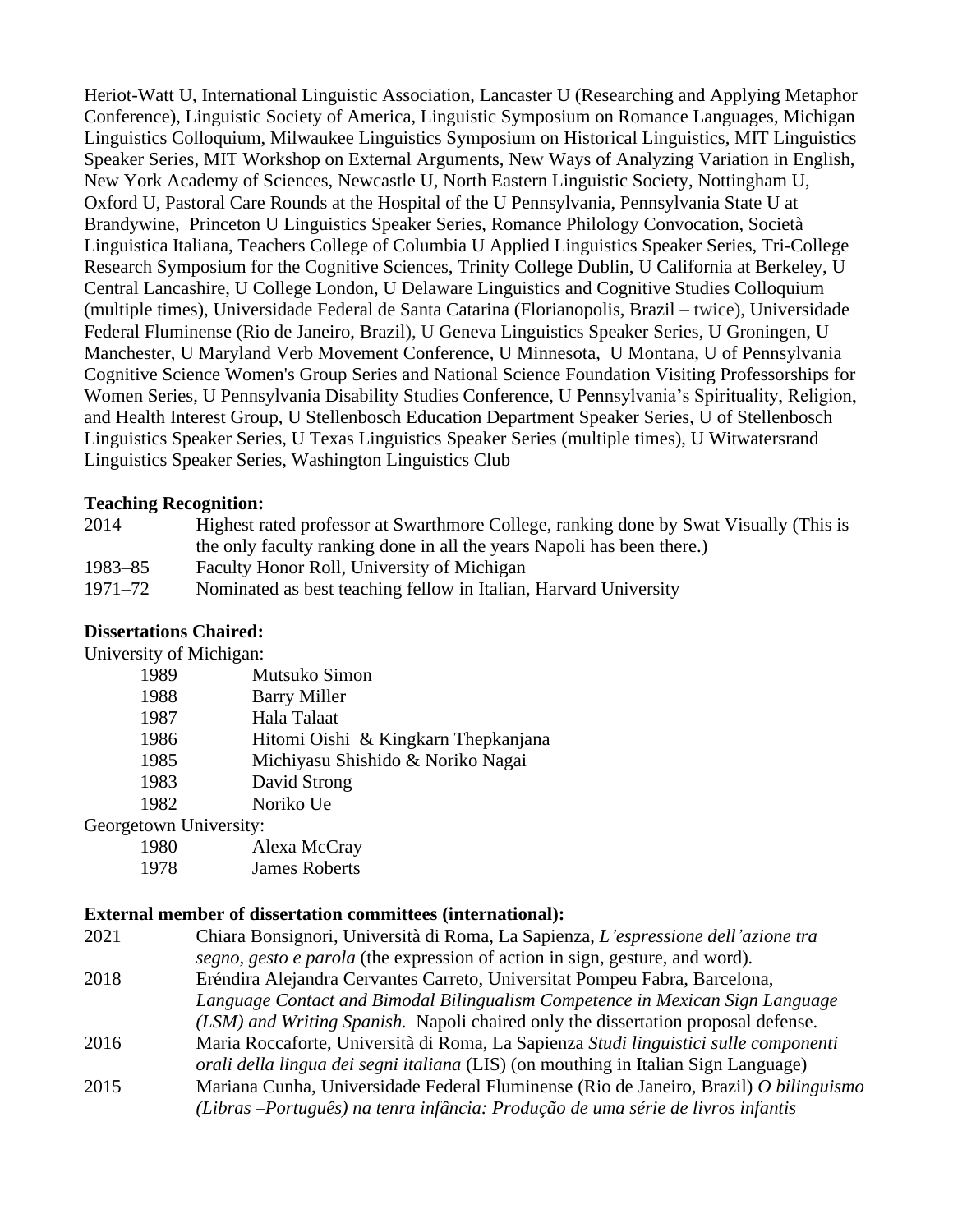Heriot-Watt U, International Linguistic Association, Lancaster U (Researching and Applying Metaphor Conference), Linguistic Society of America, Linguistic Symposium on Romance Languages, Michigan Linguistics Colloquium, Milwaukee Linguistics Symposium on Historical Linguistics, MIT Linguistics Speaker Series, MIT Workshop on External Arguments, New Ways of Analyzing Variation in English, New York Academy of Sciences, Newcastle U, North Eastern Linguistic Society, Nottingham U, Oxford U, Pastoral Care Rounds at the Hospital of the U Pennsylvania, Pennsylvania State U at Brandywine, Princeton U Linguistics Speaker Series, Romance Philology Convocation, Società Linguistica Italiana, Teachers College of Columbia U Applied Linguistics Speaker Series, Tri-College Research Symposium for the Cognitive Sciences, Trinity College Dublin, U California at Berkeley, U Central Lancashire, U College London, U Delaware Linguistics and Cognitive Studies Colloquium (multiple times), Universidade Federal de Santa Catarina (Florianopolis, Brazil – twice), Universidade Federal Fluminense (Rio de Janeiro, Brazil), U Geneva Linguistics Speaker Series, U Groningen, U Manchester, U Maryland Verb Movement Conference, U Minnesota, U Montana, U of Pennsylvania Cognitive Science Women's Group Series and National Science Foundation Visiting Professorships for Women Series, U Pennsylvania Disability Studies Conference, U Pennsylvania's Spirituality, Religion, and Health Interest Group, U Stellenbosch Education Department Speaker Series, U of Stellenbosch Linguistics Speaker Series, U Texas Linguistics Speaker Series (multiple times), U Witwatersrand Linguistics Speaker Series, Washington Linguistics Club

**Teaching Recognition:**

2014 Highest rated professor at Swarthmore College, ranking done by Swat Visually (This is the only faculty ranking done in all the years Napoli has been there.)

1983–85 Faculty Honor Roll, University of Michigan

1971–72 Nominated as best teaching fellow in Italian, Harvard University

**Dissertations Chaired:**

University of Michigan:

- 1989 Mutsuko Simon
- 1988 Barry Miller
- 1987 Hala Talaat
- 1986 Hitomi Oishi & Kingkarn Thepkanjana
- 1985 Michiyasu Shishido & Noriko Nagai
- 1983 David Strong
- 1982 Noriko Ue

Georgetown University:

- 1980 Alexa McCray
- 1978 James Roberts

**External member of dissertation committees (international):**

2021 Chiara Bonsignori, Università di Roma, La Sapienza, *L'espressione dell'azione tra segno, gesto e parola* (the expression of action in sign, gesture, and word).

2018 Eréndira Alejandra Cervantes Carreto, Universitat Pompeu Fabra, Barcelona, *Language Contact and Bimodal Bilingualism Competence in Mexican Sign Language (LSM) and Writing Spanish.* Napoli chaired only the dissertation proposal defense.

2016 Maria Roccaforte, Università di Roma, La Sapienza *Studi linguistici sulle componenti orali della lingua dei segni italiana* (LIS) (on mouthing in Italian Sign Language)

2015 Mariana Cunha, Universidade Federal Fluminense (Rio de Janeiro, Brazil) *O bilinguismo (Libras –Português) na tenra infância: Produção de uma série de livros infantis*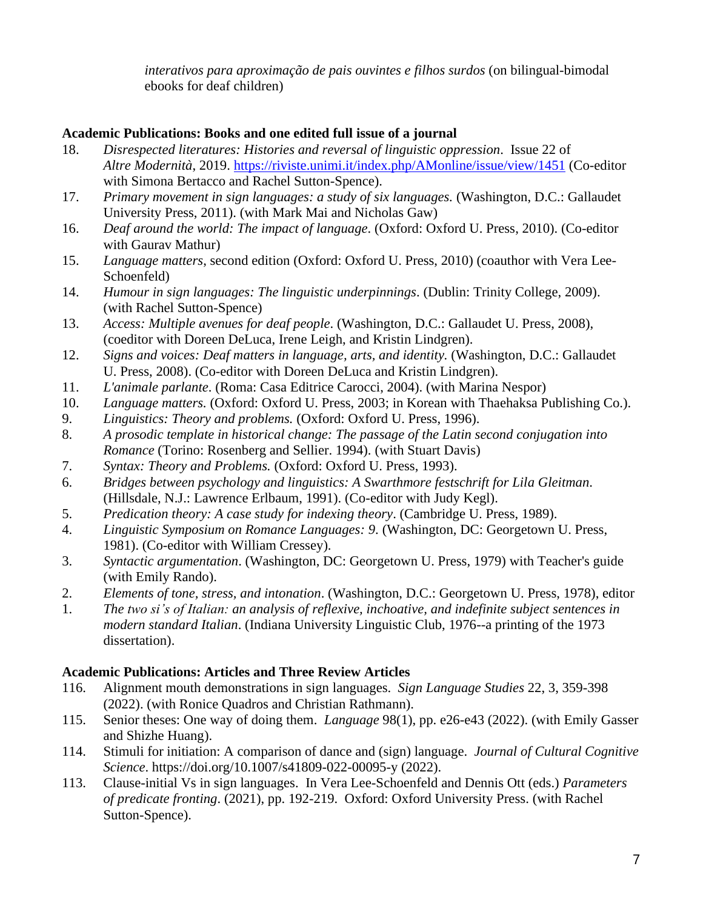*interativos para aproximação de pais ouvintes e filhos surdos* (on bilingual-bimodal ebooks for deaf children)

**Academic Publications: Books and one edited full issue of a journal**

18. *Disrespected literatures: Histories and reversal of linguistic oppression*. Issue 22 of *Altre Modernità*, 2019. https://riviste.unimi.it/index.php/AMonline/issue/view/1451 (Co-editor with Simona Bertacco and Rachel Sutton-Spence).
17. *Primary movement in sign languages: a study of six languages.* (Washington, D.C.: Gallaudet University Press, 2011). (with Mark Mai and Nicholas Gaw)
16. *Deaf around the world: The impact of language*. (Oxford: Oxford U. Press, 2010). (Co-editor with Gaurav Mathur)
15. *Language matters*, second edition (Oxford: Oxford U. Press, 2010) (coauthor with Vera Lee-Schoenfeld)
14. *Humour in sign languages: The linguistic underpinnings*. (Dublin: Trinity College, 2009). (with Rachel Sutton-Spence)
13. *Access: Multiple avenues for deaf people*. (Washington, D.C.: Gallaudet U. Press, 2008), (coeditor with Doreen DeLuca, Irene Leigh, and Kristin Lindgren).
12. *Signs and voices: Deaf matters in language, arts, and identity.* (Washington, D.C.: Gallaudet U. Press, 2008). (Co-editor with Doreen DeLuca and Kristin Lindgren).
11. *L'animale parlante*. (Roma: Casa Editrice Carocci, 2004). (with Marina Nespor)
10. *Language matters.* (Oxford: Oxford U. Press, 2003; in Korean with Thaehaksa Publishing Co.).
9. *Linguistics: Theory and problems.* (Oxford: Oxford U. Press, 1996).
8. *A prosodic template in historical change: The passage of the Latin second conjugation into Romance* (Torino: Rosenberg and Sellier. 1994). (with Stuart Davis)
7. *Syntax: Theory and Problems.* (Oxford: Oxford U. Press, 1993).
6. *Bridges between psychology and linguistics: A Swarthmore festschrift for Lila Gleitman*. (Hillsdale, N.J.: Lawrence Erlbaum, 1991). (Co-editor with Judy Kegl).
5. *Predication theory: A case study for indexing theory*. (Cambridge U. Press, 1989).
4. *Linguistic Symposium on Romance Languages: 9*. (Washington, DC: Georgetown U. Press, 1981). (Co-editor with William Cressey).
3. *Syntactic argumentation*. (Washington, DC: Georgetown U. Press, 1979) with Teacher's guide (with Emily Rando).
2. *Elements of tone, stress, and intonation*. (Washington, D.C.: Georgetown U. Press, 1978), editor
1. *The two si's of Italian: an analysis of reflexive, inchoative, and indefinite subject sentences in modern standard Italian*. (Indiana University Linguistic Club, 1976--a printing of the 1973 dissertation).

**Academic Publications: Articles and Three Review Articles**

116. Alignment mouth demonstrations in sign languages. *Sign Language Studies* 22, 3, 359-398 (2022). (with Ronice Quadros and Christian Rathmann).
115. Senior theses: One way of doing them. *Language* 98(1), pp. e26-e43 (2022). (with Emily Gasser and Shizhe Huang).
114. Stimuli for initiation: A comparison of dance and (sign) language. *Journal of Cultural Cognitive Science*. https://doi.org/10.1007/s41809-022-00095-y (2022).
113. Clause-initial Vs in sign languages. In Vera Lee-Schoenfeld and Dennis Ott (eds.) *Parameters of predicate fronting*. (2021), pp. 192-219. Oxford: Oxford University Press. (with Rachel Sutton-Spence).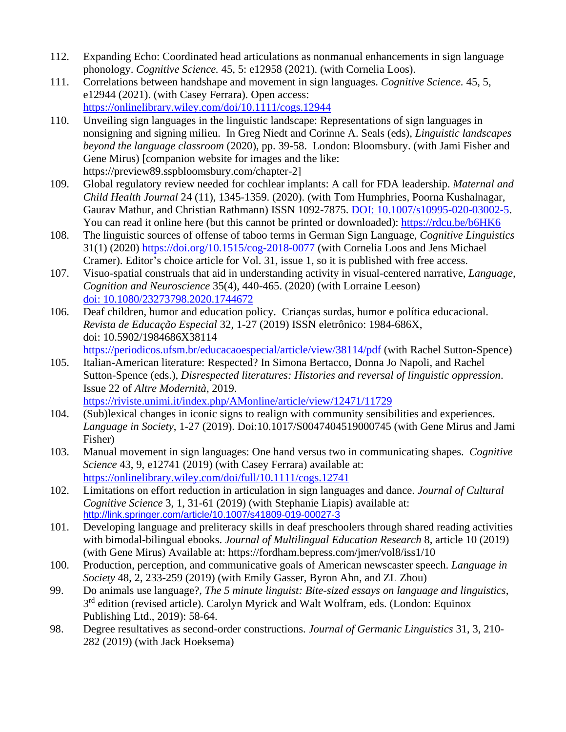112. Expanding Echo: Coordinated head articulations as nonmanual enhancements in sign language phonology. *Cognitive Science.* 45, 5: e12958 (2021). (with Cornelia Loos).

111. Correlations between handshape and movement in sign languages. *Cognitive Science.* 45, 5, e12944 (2021). (with Casey Ferrara). Open access: https://onlinelibrary.wiley.com/doi/10.1111/cogs.12944

110. Unveiling sign languages in the linguistic landscape: Representations of sign languages in nonsigning and signing milieu. In Greg Niedt and Corinne A. Seals (eds), *Linguistic landscapes beyond the language classroom* (2020), pp. 39-58. London: Bloomsbury. (with Jami Fisher and Gene Mirus) [companion website for images and the like: https://preview89.sspbloomsbury.com/chapter-2]

109. Global regulatory review needed for cochlear implants: A call for FDA leadership. *Maternal and Child Health Journal* 24 (11), 1345-1359. (2020). (with Tom Humphries, Poorna Kushalnagar, Gaurav Mathur, and Christian Rathmann) ISSN 1092-7875. DOI: 10.1007/s10995-020-03002-5. You can read it online here (but this cannot be printed or downloaded): https://rdcu.be/b6HK6

108. The linguistic sources of offense of taboo terms in German Sign Language, *Cognitive Linguistics* 31(1) (2020) https://doi.org/10.1515/cog-2018-0077 (with Cornelia Loos and Jens Michael Cramer). Editor's choice article for Vol. 31, issue 1, so it is published with free access.

107. Visuo-spatial construals that aid in understanding activity in visual-centered narrative, *Language, Cognition and Neuroscience* 35(4), 440-465. (2020) (with Lorraine Leeson) doi: 10.1080/23273798.2020.1744672

106. Deaf children, humor and education policy. Crianças surdas, humor e política educacional. *Revista de Educação Especial* 32, 1-27 (2019) ISSN eletrônico: 1984-686X, doi: 10.5902/1984686X38114 https://periodicos.ufsm.br/educacaoespecial/article/view/38114/pdf (with Rachel Sutton-Spence)

105. Italian-American literature: Respected? In Simona Bertacco, Donna Jo Napoli, and Rachel Sutton-Spence (eds.), *Disrespected literatures: Histories and reversal of linguistic oppression*. Issue 22 of *Altre Modernità*, 2019. https://riviste.unimi.it/index.php/AMonline/article/view/12471/11729

104. (Sub)lexical changes in iconic signs to realign with community sensibilities and experiences. *Language in Society*, 1-27 (2019). Doi:10.1017/S0047404519000745 (with Gene Mirus and Jami Fisher)

103. Manual movement in sign languages: One hand versus two in communicating shapes. *Cognitive Science* 43, 9, e12741 (2019) (with Casey Ferrara) available at: https://onlinelibrary.wiley.com/doi/full/10.1111/cogs.12741

102. Limitations on effort reduction in articulation in sign languages and dance. *Journal of Cultural Cognitive Science* 3, 1, 31-61 (2019) (with Stephanie Liapis) available at: http://link.springer.com/article/10.1007/s41809-019-00027-3

101. Developing language and preliteracy skills in deaf preschoolers through shared reading activities with bimodal-bilingual ebooks. *Journal of Multilingual Education Research* 8, article 10 (2019) (with Gene Mirus) Available at: https://fordham.bepress.com/jmer/vol8/iss1/10

100. Production, perception, and communicative goals of American newscaster speech. *Language in Society* 48, 2, 233-259 (2019) (with Emily Gasser, Byron Ahn, and ZL Zhou)

99. Do animals use language?, *The 5 minute linguist: Bite-sized essays on language and linguistics*, 3rd edition (revised article). Carolyn Myrick and Walt Wolfram, eds. (London: Equinox Publishing Ltd., 2019): 58-64.

98. Degree resultatives as second-order constructions. *Journal of Germanic Linguistics* 31, 3, 210-282 (2019) (with Jack Hoeksema)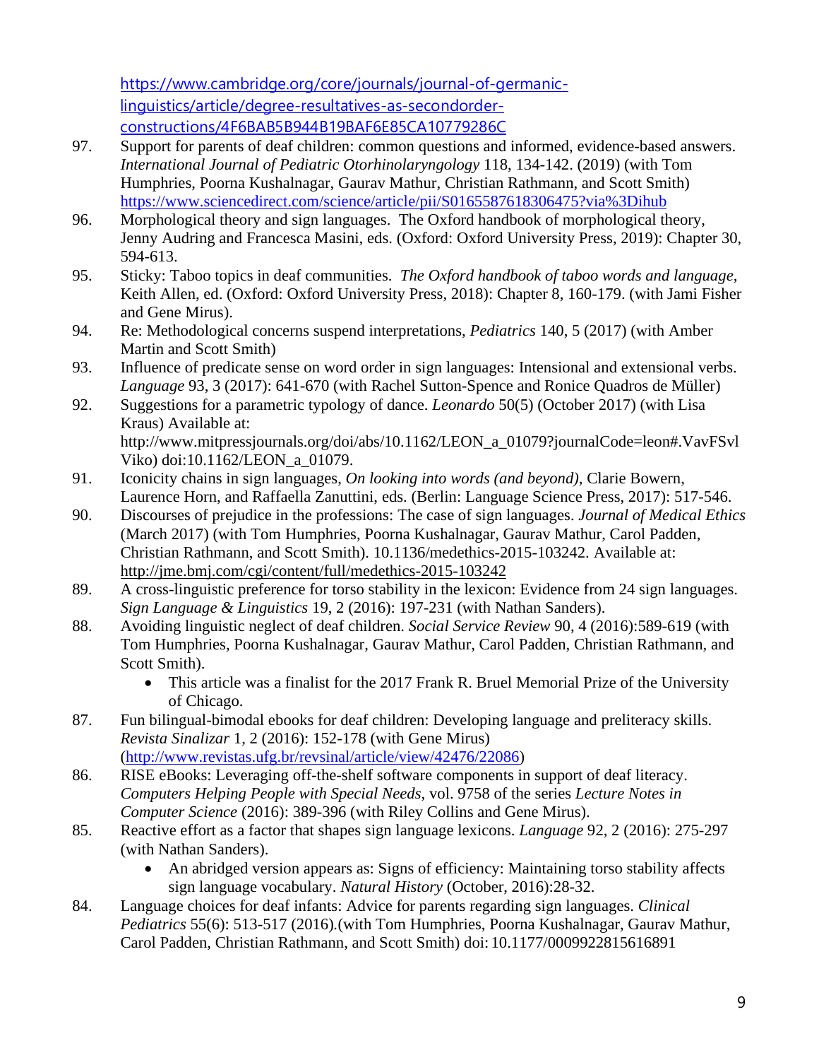https://www.cambridge.org/core/journals/journal-of-germanic-linguistics/article/degree-resultatives-as-secondorder-constructions/4F6BAB5B944B19BAF6E85CA10779286C

97. Support for parents of deaf children: common questions and informed, evidence-based answers. *International Journal of Pediatric Otorhinolaryngology* 118, 134-142. (2019) (with Tom Humphries, Poorna Kushalnagar, Gaurav Mathur, Christian Rathmann, and Scott Smith) https://www.sciencedirect.com/science/article/pii/S0165587618306475?via%3Dihub
96. Morphological theory and sign languages. The Oxford handbook of morphological theory, Jenny Audring and Francesca Masini, eds. (Oxford: Oxford University Press, 2019): Chapter 30, 594-613.
95. Sticky: Taboo topics in deaf communities. *The Oxford handbook of taboo words and language*, Keith Allen, ed. (Oxford: Oxford University Press, 2018): Chapter 8, 160-179. (with Jami Fisher and Gene Mirus).
94. Re: Methodological concerns suspend interpretations, *Pediatrics* 140, 5 (2017) (with Amber Martin and Scott Smith)
93. Influence of predicate sense on word order in sign languages: Intensional and extensional verbs. *Language* 93, 3 (2017): 641-670 (with Rachel Sutton-Spence and Ronice Quadros de Müller)
92. Suggestions for a parametric typology of dance. *Leonardo* 50(5) (October 2017) (with Lisa Kraus) Available at: http://www.mitpressjournals.org/doi/abs/10.1162/LEON_a_01079?journalCode=leon#.VavFSvlViko) doi:10.1162/LEON_a_01079.
91. Iconicity chains in sign languages, *On looking into words (and beyond)*, Clarie Bowern, Laurence Horn, and Raffaella Zanuttini, eds. (Berlin: Language Science Press, 2017): 517-546.
90. Discourses of prejudice in the professions: The case of sign languages. *Journal of Medical Ethics* (March 2017) (with Tom Humphries, Poorna Kushalnagar, Gaurav Mathur, Carol Padden, Christian Rathmann, and Scott Smith). 10.1136/medethics-2015-103242. Available at: http://jme.bmj.com/cgi/content/full/medethics-2015-103242
89. A cross-linguistic preference for torso stability in the lexicon: Evidence from 24 sign languages. *Sign Language & Linguistics* 19, 2 (2016): 197-231 (with Nathan Sanders).
88. Avoiding linguistic neglect of deaf children. *Social Service Review* 90, 4 (2016):589-619 (with Tom Humphries, Poorna Kushalnagar, Gaurav Mathur, Carol Padden, Christian Rathmann, and Scott Smith).
    - This article was a finalist for the 2017 Frank R. Bruel Memorial Prize of the University of Chicago.
87. Fun bilingual-bimodal ebooks for deaf children: Developing language and preliteracy skills. *Revista Sinalizar* 1, 2 (2016): 152-178 (with Gene Mirus) (http://www.revistas.ufg.br/revsinal/article/view/42476/22086)
86. RISE eBooks: Leveraging off-the-shelf software components in support of deaf literacy. *Computers Helping People with Special Needs*, vol. 9758 of the series *Lecture Notes in Computer Science* (2016): 389-396 (with Riley Collins and Gene Mirus).
85. Reactive effort as a factor that shapes sign language lexicons. *Language* 92, 2 (2016): 275-297 (with Nathan Sanders).
    - An abridged version appears as: Signs of efficiency: Maintaining torso stability affects sign language vocabulary. *Natural History* (October, 2016):28-32.
84. Language choices for deaf infants: Advice for parents regarding sign languages. *Clinical Pediatrics* 55(6): 513-517 (2016).(with Tom Humphries, Poorna Kushalnagar, Gaurav Mathur, Carol Padden, Christian Rathmann, and Scott Smith) doi: 10.1177/0009922815616891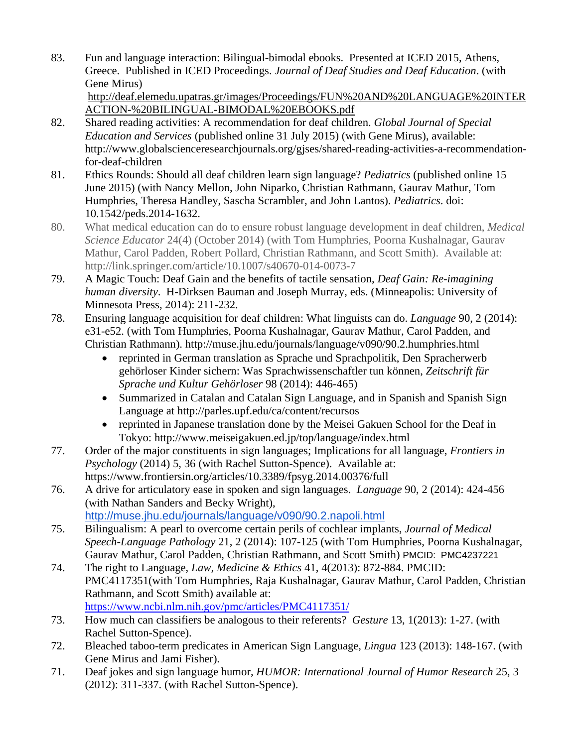83. Fun and language interaction: Bilingual-bimodal ebooks. Presented at ICED 2015, Athens, Greece. Published in ICED Proceedings. *Journal of Deaf Studies and Deaf Education*. (with Gene Mirus) http://deaf.elemedu.upatras.gr/images/Proceedings/FUN%20AND%20LANGUAGE%20INTERACTION-%20BILINGUAL-BIMODAL%20EBOOKS.pdf

82. Shared reading activities: A recommendation for deaf children. *Global Journal of Special Education and Services* (published online 31 July 2015) (with Gene Mirus), available: http://www.globalscienceresearchjournals.org/gjses/shared-reading-activities-a-recommendation-for-deaf-children

81. Ethics Rounds: Should all deaf children learn sign language? *Pediatrics* (published online 15 June 2015) (with Nancy Mellon, John Niparko, Christian Rathmann, Gaurav Mathur, Tom Humphries, Theresa Handley, Sascha Scrambler, and John Lantos). *Pediatrics*. doi: 10.1542/peds.2014-1632.

80. What medical education can do to ensure robust language development in deaf children, *Medical Science Educator* 24(4) (October 2014) (with Tom Humphries, Poorna Kushalnagar, Gaurav Mathur, Carol Padden, Robert Pollard, Christian Rathmann, and Scott Smith). Available at: http://link.springer.com/article/10.1007/s40670-014-0073-7

79. A Magic Touch: Deaf Gain and the benefits of tactile sensation, *Deaf Gain: Re-imagining human diversity*. H-Dirksen Bauman and Joseph Murray, eds. (Minneapolis: University of Minnesota Press, 2014): 211-232.

78. Ensuring language acquisition for deaf children: What linguists can do. *Language* 90, 2 (2014): e31-e52. (with Tom Humphries, Poorna Kushalnagar, Gaurav Mathur, Carol Padden, and Christian Rathmann). http://muse.jhu.edu/journals/language/v090/90.2.humphries.html
    - reprinted in German translation as Sprache und Sprachpolitik, Den Spracherwerb gehörloser Kinder sichern: Was Sprachwissenschaftler tun können, *Zeitschrift für Sprache und Kultur Gehörloser* 98 (2014): 446-465)
    - Summarized in Catalan and Catalan Sign Language, and in Spanish and Spanish Sign Language at http://parles.upf.edu/ca/content/recursos
    - reprinted in Japanese translation done by the Meisei Gakuen School for the Deaf in Tokyo: http://www.meiseigakuen.ed.jp/top/language/index.html

77. Order of the major constituents in sign languages; Implications for all language, *Frontiers in Psychology* (2014) 5, 36 (with Rachel Sutton-Spence). Available at: https://www.frontiersin.org/articles/10.3389/fpsyg.2014.00376/full

76. A drive for articulatory ease in spoken and sign languages. *Language* 90, 2 (2014): 424-456 (with Nathan Sanders and Becky Wright), http://muse.jhu.edu/journals/language/v090/90.2.napoli.html

75. Bilingualism: A pearl to overcome certain perils of cochlear implants, *Journal of Medical Speech-Language Pathology* 21, 2 (2014): 107-125 (with Tom Humphries, Poorna Kushalnagar, Gaurav Mathur, Carol Padden, Christian Rathmann, and Scott Smith) PMCID: PMC4237221

74. The right to Language, *Law, Medicine & Ethics* 41, 4(2013): 872-884. PMCID: PMC4117351(with Tom Humphries, Raja Kushalnagar, Gaurav Mathur, Carol Padden, Christian Rathmann, and Scott Smith) available at: https://www.ncbi.nlm.nih.gov/pmc/articles/PMC4117351/

73. How much can classifiers be analogous to their referents? *Gesture* 13, 1(2013): 1-27. (with Rachel Sutton-Spence).

72. Bleached taboo-term predicates in American Sign Language, *Lingua* 123 (2013): 148-167. (with Gene Mirus and Jami Fisher).

71. Deaf jokes and sign language humor, *HUMOR: International Journal of Humor Research* 25, 3 (2012): 311-337. (with Rachel Sutton-Spence).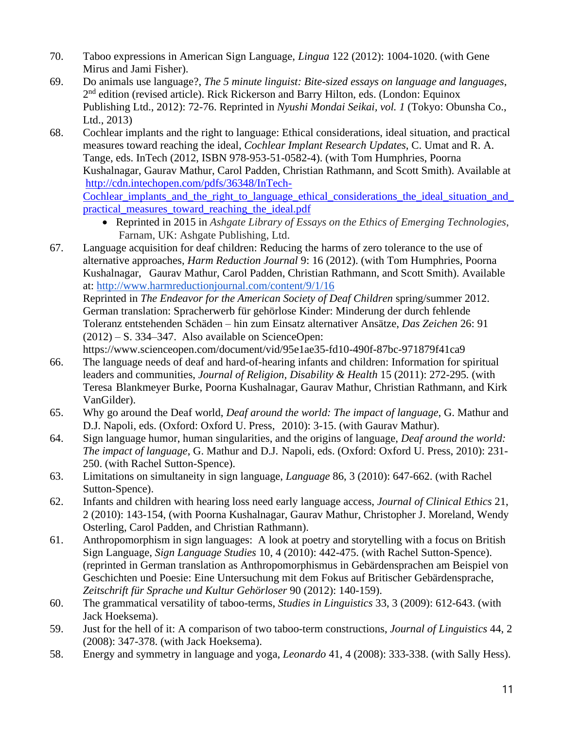70. Taboo expressions in American Sign Language, *Lingua* 122 (2012): 1004-1020. (with Gene Mirus and Jami Fisher).

69. Do animals use language?, *The 5 minute linguist: Bite-sized essays on language and languages*, 2nd edition (revised article). Rick Rickerson and Barry Hilton, eds. (London: Equinox Publishing Ltd., 2012): 72-76. Reprinted in *Nyushi Mondai Seikai, vol. 1* (Tokyo: Obunsha Co., Ltd., 2013)

68. Cochlear implants and the right to language: Ethical considerations, ideal situation, and practical measures toward reaching the ideal, *Cochlear Implant Research Updates*, C. Umat and R. A. Tange, eds. InTech (2012, ISBN 978-953-51-0582-4). (with Tom Humphries, Poorna Kushalnagar, Gaurav Mathur, Carol Padden, Christian Rathmann, and Scott Smith). Available at [http://cdn.intechopen.com/pdfs/36348/InTech-Cochlear_implants_and_the_right_to_language_ethical_considerations_the_ideal_situation_and_practical_measures_toward_reaching_the_ideal.pdf](http://cdn.intechopen.com/pdfs/36348/InTech-Cochlear_implants_and_the_right_to_language_ethical_considerations_the_ideal_situation_and_practical_measures_toward_reaching_the_ideal.pdf)
    - Reprinted in 2015 in *Ashgate Library of Essays on the Ethics of Emerging Technologies*, Farnam, UK: Ashgate Publishing, Ltd.

67. Language acquisition for deaf children: Reducing the harms of zero tolerance to the use of alternative approaches, *Harm Reduction Journal* 9: 16 (2012). (with Tom Humphries, Poorna Kushalnagar, Gaurav Mathur, Carol Padden, Christian Rathmann, and Scott Smith). Available at: [http://www.harmreductionjournal.com/content/9/1/16](http://www.harmreductionjournal.com/content/9/1/16)
    Reprinted in *The Endeavor for the American Society of Deaf Children* spring/summer 2012. German translation: Spracherwerb für gehörlose Kinder: Minderung der durch fehlende Toleranz entstehenden Schäden – hin zum Einsatz alternativer Ansätze, *Das Zeichen* 26: 91 (2012) – S. 334–347. Also available on ScienceOpen: https://www.scienceopen.com/document/vid/95e1ae35-fd10-490f-87bc-971879f41ca9

66. The language needs of deaf and hard-of-hearing infants and children: Information for spiritual leaders and communities, *Journal of Religion, Disability & Health* 15 (2011): 272-295. (with Teresa Blankmeyer Burke, Poorna Kushalnagar, Gaurav Mathur, Christian Rathmann, and Kirk VanGilder).

65. Why go around the Deaf world, *Deaf around the world: The impact of language*, G. Mathur and D.J. Napoli, eds. (Oxford: Oxford U. Press, 2010): 3-15. (with Gaurav Mathur).

64. Sign language humor, human singularities, and the origins of language, *Deaf around the world: The impact of language*, G. Mathur and D.J. Napoli, eds. (Oxford: Oxford U. Press, 2010): 231-250. (with Rachel Sutton-Spence).

63. Limitations on simultaneity in sign language, *Language* 86, 3 (2010): 647-662. (with Rachel Sutton-Spence).

62. Infants and children with hearing loss need early language access, *Journal of Clinical Ethics* 21, 2 (2010): 143-154, (with Poorna Kushalnagar, Gaurav Mathur, Christopher J. Moreland, Wendy Osterling, Carol Padden, and Christian Rathmann).

61. Anthropomorphism in sign languages: A look at poetry and storytelling with a focus on British Sign Language, *Sign Language Studies* 10, 4 (2010): 442-475. (with Rachel Sutton-Spence). (reprinted in German translation as Anthropomorphismus in Gebärdensprachen am Beispiel von Geschichten und Poesie: Eine Untersuchung mit dem Fokus auf Britischer Gebärdensprache, *Zeitschrift für Sprache und Kultur Gehörloser* 90 (2012): 140-159).

60. The grammatical versatility of taboo-terms, *Studies in Linguistics* 33, 3 (2009): 612-643. (with Jack Hoeksema).

59. Just for the hell of it: A comparison of two taboo-term constructions, *Journal of Linguistics* 44, 2 (2008): 347-378. (with Jack Hoeksema).

58. Energy and symmetry in language and yoga, *Leonardo* 41, 4 (2008): 333-338. (with Sally Hess).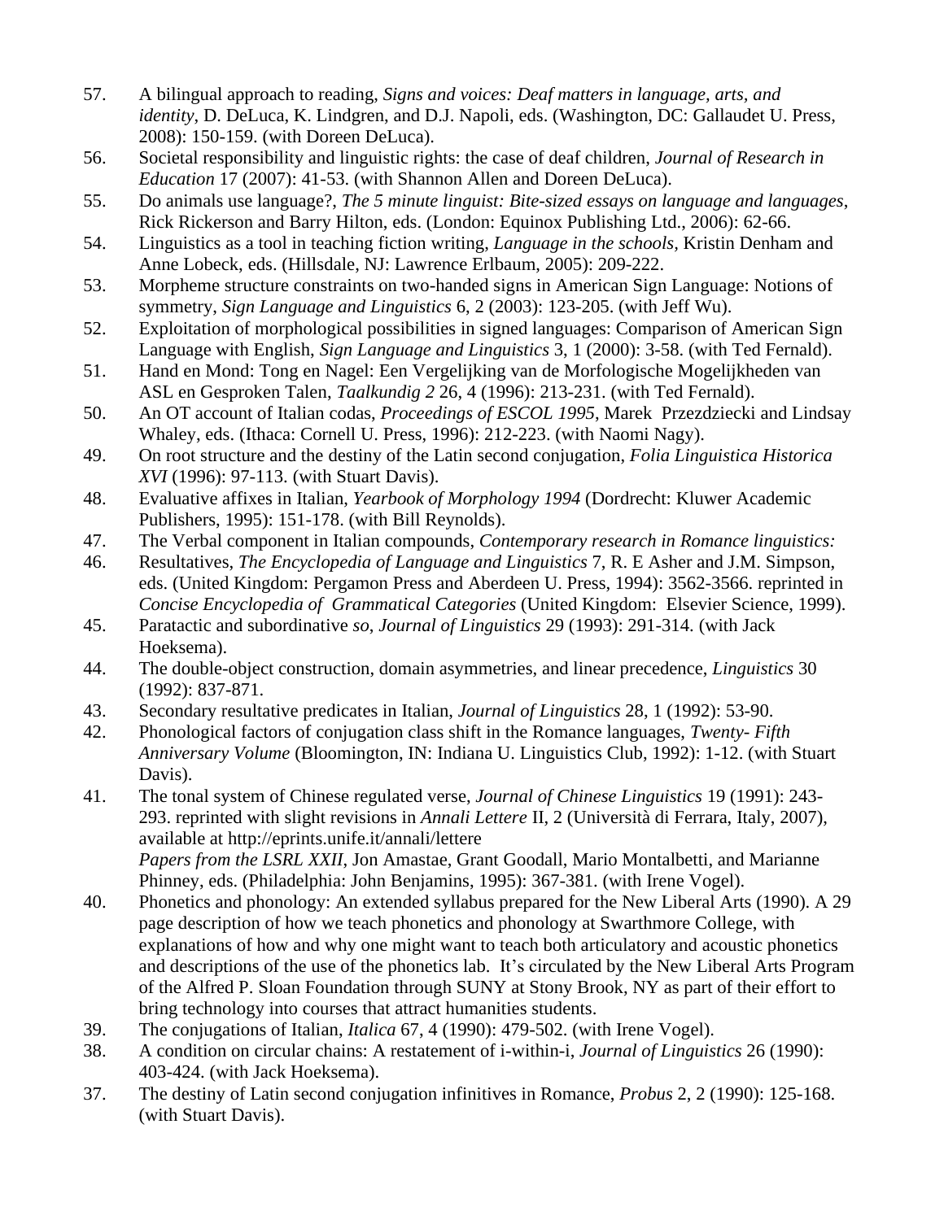57. A bilingual approach to reading, *Signs and voices: Deaf matters in language, arts, and identity*, D. DeLuca, K. Lindgren, and D.J. Napoli, eds. (Washington, DC: Gallaudet U. Press, 2008): 150-159. (with Doreen DeLuca).
56. Societal responsibility and linguistic rights: the case of deaf children, *Journal of Research in Education* 17 (2007): 41-53. (with Shannon Allen and Doreen DeLuca).
55. Do animals use language?, *The 5 minute linguist: Bite-sized essays on language and languages*, Rick Rickerson and Barry Hilton, eds. (London: Equinox Publishing Ltd., 2006): 62-66.
54. Linguistics as a tool in teaching fiction writing, *Language in the schools*, Kristin Denham and Anne Lobeck, eds. (Hillsdale, NJ: Lawrence Erlbaum, 2005): 209-222.
53. Morpheme structure constraints on two-handed signs in American Sign Language: Notions of symmetry, *Sign Language and Linguistics* 6, 2 (2003): 123-205. (with Jeff Wu).
52. Exploitation of morphological possibilities in signed languages: Comparison of American Sign Language with English, *Sign Language and Linguistics* 3, 1 (2000): 3-58. (with Ted Fernald).
51. Hand en Mond: Tong en Nagel: Een Vergelijking van de Morfologische Mogelijkheden van ASL en Gesproken Talen, *Taalkundig 2* 26, 4 (1996): 213-231. (with Ted Fernald).
50. An OT account of Italian codas, *Proceedings of ESCOL 1995*, Marek Przezdziecki and Lindsay Whaley, eds. (Ithaca: Cornell U. Press, 1996): 212-223. (with Naomi Nagy).
49. On root structure and the destiny of the Latin second conjugation, *Folia Linguistica Historica XVI* (1996): 97-113. (with Stuart Davis).
48. Evaluative affixes in Italian, *Yearbook of Morphology 1994* (Dordrecht: Kluwer Academic Publishers, 1995): 151-178. (with Bill Reynolds).
47. The Verbal component in Italian compounds, *Contemporary research in Romance linguistics:*
46. Resultatives, *The Encyclopedia of Language and Linguistics* 7, R. E Asher and J.M. Simpson, eds. (United Kingdom: Pergamon Press and Aberdeen U. Press, 1994): 3562-3566. reprinted in *Concise Encyclopedia of Grammatical Categories* (United Kingdom: Elsevier Science, 1999).
45. Paratactic and subordinative *so*, *Journal of Linguistics* 29 (1993): 291-314. (with Jack Hoeksema).
44. The double-object construction, domain asymmetries, and linear precedence, *Linguistics* 30 (1992): 837-871.
43. Secondary resultative predicates in Italian, *Journal of Linguistics* 28, 1 (1992): 53-90.
42. Phonological factors of conjugation class shift in the Romance languages, *Twenty- Fifth Anniversary Volume* (Bloomington, IN: Indiana U. Linguistics Club, 1992): 1-12. (with Stuart Davis).
41. The tonal system of Chinese regulated verse, *Journal of Chinese Linguistics* 19 (1991): 243-293. reprinted with slight revisions in *Annali Lettere* II, 2 (Università di Ferrara, Italy, 2007), available at http://eprints.unife.it/annali/lettere
    *Papers from the LSRL XXII*, Jon Amastae, Grant Goodall, Mario Montalbetti, and Marianne Phinney, eds. (Philadelphia: John Benjamins, 1995): 367-381. (with Irene Vogel).
40. Phonetics and phonology: An extended syllabus prepared for the New Liberal Arts (1990). A 29 page description of how we teach phonetics and phonology at Swarthmore College, with explanations of how and why one might want to teach both articulatory and acoustic phonetics and descriptions of the use of the phonetics lab. It's circulated by the New Liberal Arts Program of the Alfred P. Sloan Foundation through SUNY at Stony Brook, NY as part of their effort to bring technology into courses that attract humanities students.
39. The conjugations of Italian, *Italica* 67, 4 (1990): 479-502. (with Irene Vogel).
38. A condition on circular chains: A restatement of i-within-i, *Journal of Linguistics* 26 (1990): 403-424. (with Jack Hoeksema).
37. The destiny of Latin second conjugation infinitives in Romance, *Probus* 2, 2 (1990): 125-168. (with Stuart Davis).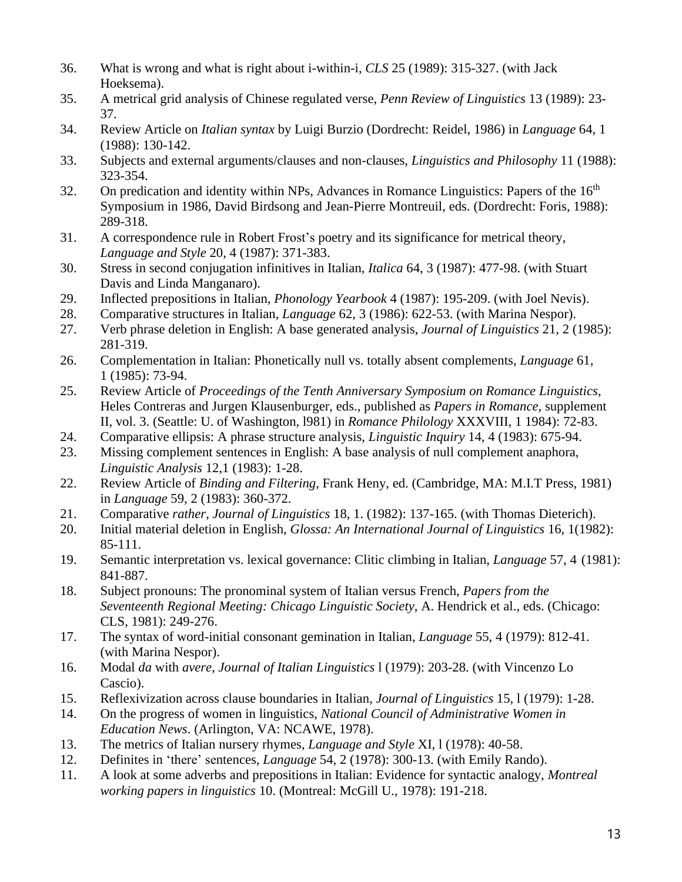36. What is wrong and what is right about i-within-i, *CLS* 25 (1989): 315-327. (with Jack Hoeksema).
35. A metrical grid analysis of Chinese regulated verse, *Penn Review of Linguistics* 13 (1989): 23-37.
34. Review Article on *Italian syntax* by Luigi Burzio (Dordrecht: Reidel, 1986) in *Language* 64, 1 (1988): 130-142.
33. Subjects and external arguments/clauses and non-clauses, *Linguistics and Philosophy* 11 (1988): 323-354.
32. On predication and identity within NPs, Advances in Romance Linguistics: Papers of the 16th Symposium in 1986, David Birdsong and Jean-Pierre Montreuil, eds. (Dordrecht: Foris, 1988): 289-318.
31. A correspondence rule in Robert Frost's poetry and its significance for metrical theory, *Language and Style* 20, 4 (1987): 371-383.
30. Stress in second conjugation infinitives in Italian, *Italica* 64, 3 (1987): 477-98. (with Stuart Davis and Linda Manganaro).
29. Inflected prepositions in Italian, *Phonology Yearbook* 4 (1987): 195-209. (with Joel Nevis).
28. Comparative structures in Italian, *Language* 62, 3 (1986): 622-53. (with Marina Nespor).
27. Verb phrase deletion in English: A base generated analysis, *Journal of Linguistics* 21, 2 (1985): 281-319.
26. Complementation in Italian: Phonetically null vs. totally absent complements, *Language* 61, 1 (1985): 73-94.
25. Review Article of *Proceedings of the Tenth Anniversary Symposium on Romance Linguistics*, Heles Contreras and Jurgen Klausenburger, eds., published as *Papers in Romance*, supplement II, vol. 3. (Seattle: U. of Washington, l981) in *Romance Philology* XXXVIII, 1 1984): 72-83.
24. Comparative ellipsis: A phrase structure analysis, *Linguistic Inquiry* 14, 4 (1983): 675-94.
23. Missing complement sentences in English: A base analysis of null complement anaphora, *Linguistic Analysis* 12,1 (1983): 1-28.
22. Review Article of *Binding and Filtering*, Frank Heny, ed. (Cambridge, MA: M.I.T Press, 1981) in *Language* 59, 2 (1983): 360-372.
21. Comparative *rather*, *Journal of Linguistics* 18, 1. (1982): 137-165. (with Thomas Dieterich).
20. Initial material deletion in English, *Glossa: An International Journal of Linguistics* 16, 1(1982): 85-111.
19. Semantic interpretation vs. lexical governance: Clitic climbing in Italian, *Language* 57, 4 (1981): 841-887.
18. Subject pronouns: The pronominal system of Italian versus French, *Papers from the Seventeenth Regional Meeting: Chicago Linguistic Society*, A. Hendrick et al., eds. (Chicago: CLS, 1981): 249-276.
17. The syntax of word-initial consonant gemination in Italian, *Language* 55, 4 (1979): 812-41. (with Marina Nespor).
16. Modal *da* with *avere*, *Journal of Italian Linguistics* l (1979): 203-28. (with Vincenzo Lo Cascio).
15. Reflexivization across clause boundaries in Italian, *Journal of Linguistics* 15, l (1979): 1-28.
14. On the progress of women in linguistics, *National Council of Administrative Women in Education News*. (Arlington, VA: NCAWE, 1978).
13. The metrics of Italian nursery rhymes, *Language and Style* XI, l (1978): 40-58.
12. Definites in 'there' sentences, *Language* 54, 2 (1978): 300-13. (with Emily Rando).
11. A look at some adverbs and prepositions in Italian: Evidence for syntactic analogy, *Montreal working papers in linguistics* 10. (Montreal: McGill U., 1978): 191-218.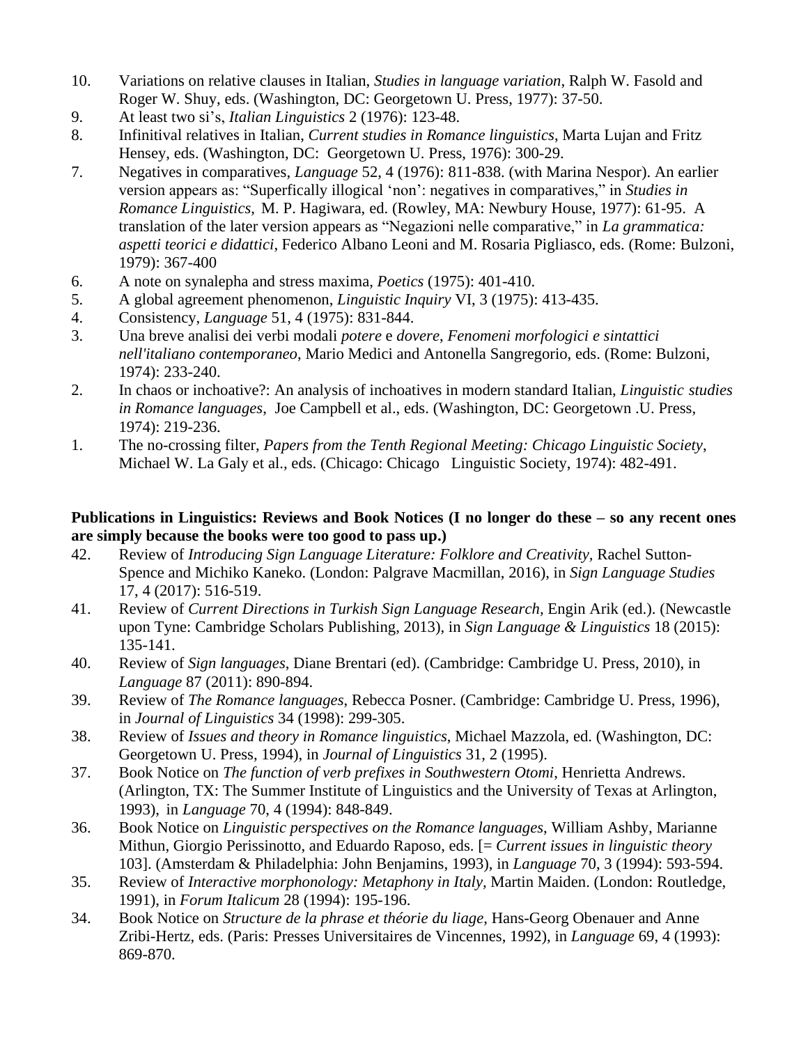10. Variations on relative clauses in Italian, *Studies in language variation*, Ralph W. Fasold and Roger W. Shuy, eds. (Washington, DC: Georgetown U. Press, 1977): 37-50.
9. At least two si's, *Italian Linguistics* 2 (1976): 123-48.
8. Infinitival relatives in Italian, *Current studies in Romance linguistics*, Marta Lujan and Fritz Hensey, eds. (Washington, DC: Georgetown U. Press, 1976): 300-29.
7. Negatives in comparatives, *Language* 52, 4 (1976): 811-838. (with Marina Nespor). An earlier version appears as: "Superfically illogical 'non': negatives in comparatives," in *Studies in Romance Linguistics*, M. P. Hagiwara, ed. (Rowley, MA: Newbury House, 1977): 61-95. A translation of the later version appears as "Negazioni nelle comparative," in *La grammatica: aspetti teorici e didattici*, Federico Albano Leoni and M. Rosaria Pigliasco, eds. (Rome: Bulzoni, 1979): 367-400
6. A note on synalepha and stress maxima, *Poetics* (1975): 401-410.
5. A global agreement phenomenon, *Linguistic Inquiry* VI, 3 (1975): 413-435.
4. Consistency, *Language* 51, 4 (1975): 831-844.
3. Una breve analisi dei verbi modali *potere* e *dovere*, *Fenomeni morfologici e sintattici nell'italiano contemporaneo*, Mario Medici and Antonella Sangregorio, eds. (Rome: Bulzoni, 1974): 233-240.
2. In chaos or inchoative?: An analysis of inchoatives in modern standard Italian, *Linguistic studies in Romance languages*, Joe Campbell et al., eds. (Washington, DC: Georgetown .U. Press, 1974): 219-236.
1. The no-crossing filter, *Papers from the Tenth Regional Meeting: Chicago Linguistic Society*, Michael W. La Galy et al., eds. (Chicago: Chicago Linguistic Society, 1974): 482-491.

**Publications in Linguistics: Reviews and Book Notices (I no longer do these – so any recent ones are simply because the books were too good to pass up.)**

42. Review of *Introducing Sign Language Literature: Folklore and Creativity*, Rachel Sutton-Spence and Michiko Kaneko. (London: Palgrave Macmillan, 2016), in *Sign Language Studies* 17, 4 (2017): 516-519.
41. Review of *Current Directions in Turkish Sign Language Research*, Engin Arik (ed.). (Newcastle upon Tyne: Cambridge Scholars Publishing, 2013), in *Sign Language & Linguistics* 18 (2015): 135-141.
40. Review of *Sign languages*, Diane Brentari (ed). (Cambridge: Cambridge U. Press, 2010), in *Language* 87 (2011): 890-894.
39. Review of *The Romance languages*, Rebecca Posner. (Cambridge: Cambridge U. Press, 1996), in *Journal of Linguistics* 34 (1998): 299-305.
38. Review of *Issues and theory in Romance linguistics*, Michael Mazzola, ed. (Washington, DC: Georgetown U. Press, 1994), in *Journal of Linguistics* 31, 2 (1995).
37. Book Notice on *The function of verb prefixes in Southwestern Otomi*, Henrietta Andrews. (Arlington, TX: The Summer Institute of Linguistics and the University of Texas at Arlington, 1993), in *Language* 70, 4 (1994): 848-849.
36. Book Notice on *Linguistic perspectives on the Romance languages*, William Ashby, Marianne Mithun, Giorgio Perissinotto, and Eduardo Raposo, eds. [= *Current issues in linguistic theory* 103]. (Amsterdam & Philadelphia: John Benjamins, 1993), in *Language* 70, 3 (1994): 593-594.
35. Review of *Interactive morphonology: Metaphony in Italy*, Martin Maiden. (London: Routledge, 1991), in *Forum Italicum* 28 (1994): 195-196.
34. Book Notice on *Structure de la phrase et théorie du liage*, Hans-Georg Obenauer and Anne Zribi-Hertz, eds. (Paris: Presses Universitaires de Vincennes, 1992), in *Language* 69, 4 (1993): 869-870.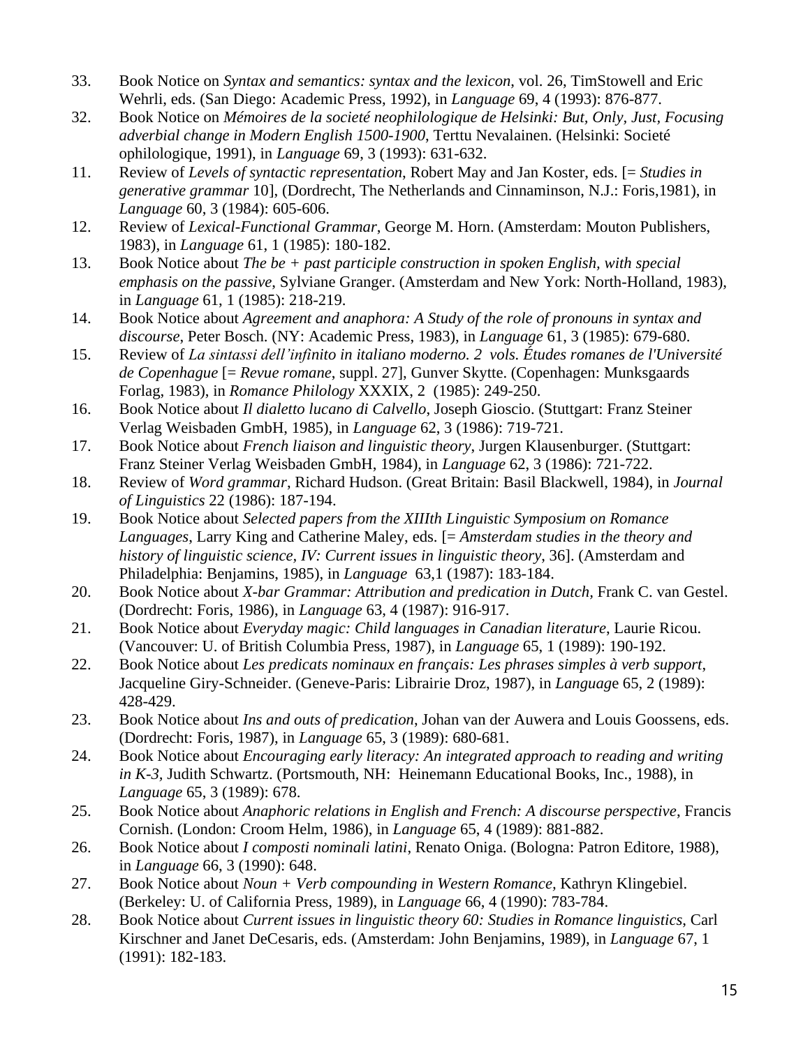33. Book Notice on *Syntax and semantics: syntax and the lexicon*, vol. 26, TimStowell and Eric Wehrli, eds. (San Diego: Academic Press, 1992), in *Language* 69, 4 (1993): 876-877.
32. Book Notice on *Mémoires de la societé neophilologique de Helsinki: But, Only, Just, Focusing adverbial change in Modern English 1500-1900*, Terttu Nevalainen. (Helsinki: Societé ophilologique, 1991), in *Language* 69, 3 (1993): 631-632.
11. Review of *Levels of syntactic representation*, Robert May and Jan Koster, eds. [= *Studies in generative grammar* 10], (Dordrecht, The Netherlands and Cinnaminson, N.J.: Foris,1981), in *Language* 60, 3 (1984): 605-606.
12. Review of *Lexical-Functional Grammar*, George M. Horn. (Amsterdam: Mouton Publishers, 1983), in *Language* 61, 1 (1985): 180-182.
13. Book Notice about *The be + past participle construction in spoken English, with special emphasis on the passive*, Sylviane Granger. (Amsterdam and New York: North-Holland, 1983), in *Language* 61, 1 (1985): 218-219.
14. Book Notice about *Agreement and anaphora: A Study of the role of pronouns in syntax and discourse*, Peter Bosch. (NY: Academic Press, 1983), in *Language* 61, 3 (1985): 679-680.
15. Review of *La sintassi dell'infinito in italiano moderno. 2 vols. Études romanes de l'Université de Copenhague* [= *Revue romane*, suppl. 27], Gunver Skytte. (Copenhagen: Munksgaards Forlag, 1983), in *Romance Philology* XXXIX, 2 (1985): 249-250.
16. Book Notice about *Il dialetto lucano di Calvello*, Joseph Gioscio. (Stuttgart: Franz Steiner Verlag Weisbaden GmbH, 1985), in *Language* 62, 3 (1986): 719-721.
17. Book Notice about *French liaison and linguistic theory*, Jurgen Klausenburger. (Stuttgart: Franz Steiner Verlag Weisbaden GmbH, 1984), in *Language* 62, 3 (1986): 721-722.
18. Review of *Word grammar*, Richard Hudson. (Great Britain: Basil Blackwell, 1984), in *Journal of Linguistics* 22 (1986): 187-194.
19. Book Notice about *Selected papers from the XIIIth Linguistic Symposium on Romance Languages*, Larry King and Catherine Maley, eds. [= *Amsterdam studies in the theory and history of linguistic science, IV: Current issues in linguistic theory*, 36]. (Amsterdam and Philadelphia: Benjamins, 1985), in *Language* 63,1 (1987): 183-184.
20. Book Notice about *X-bar Grammar: Attribution and predication in Dutch*, Frank C. van Gestel. (Dordrecht: Foris, 1986), in *Language* 63, 4 (1987): 916-917.
21. Book Notice about *Everyday magic: Child languages in Canadian literature*, Laurie Ricou. (Vancouver: U. of British Columbia Press, 1987), in *Language* 65, 1 (1989): 190-192.
22. Book Notice about *Les predicats nominaux en français: Les phrases simples à verb support*, Jacqueline Giry-Schneider. (Geneve-Paris: Librairie Droz, 1987), in *Language* 65, 2 (1989): 428-429.
23. Book Notice about *Ins and outs of predication*, Johan van der Auwera and Louis Goossens, eds. (Dordrecht: Foris, 1987), in *Language* 65, 3 (1989): 680-681.
24. Book Notice about *Encouraging early literacy: An integrated approach to reading and writing in K-3,* Judith Schwartz. (Portsmouth, NH: Heinemann Educational Books, Inc., 1988), in *Language* 65, 3 (1989): 678.
25. Book Notice about *Anaphoric relations in English and French: A discourse perspective*, Francis Cornish. (London: Croom Helm, 1986), in *Language* 65, 4 (1989): 881-882.
26. Book Notice about *I composti nominali latini*, Renato Oniga. (Bologna: Patron Editore, 1988), in *Language* 66, 3 (1990): 648.
27. Book Notice about *Noun + Verb compounding in Western Romance*, Kathryn Klingebiel. (Berkeley: U. of California Press, 1989), in *Language* 66, 4 (1990): 783-784.
28. Book Notice about *Current issues in linguistic theory 60: Studies in Romance linguistics*, Carl Kirschner and Janet DeCesaris, eds. (Amsterdam: John Benjamins, 1989), in *Language* 67, 1 (1991): 182-183.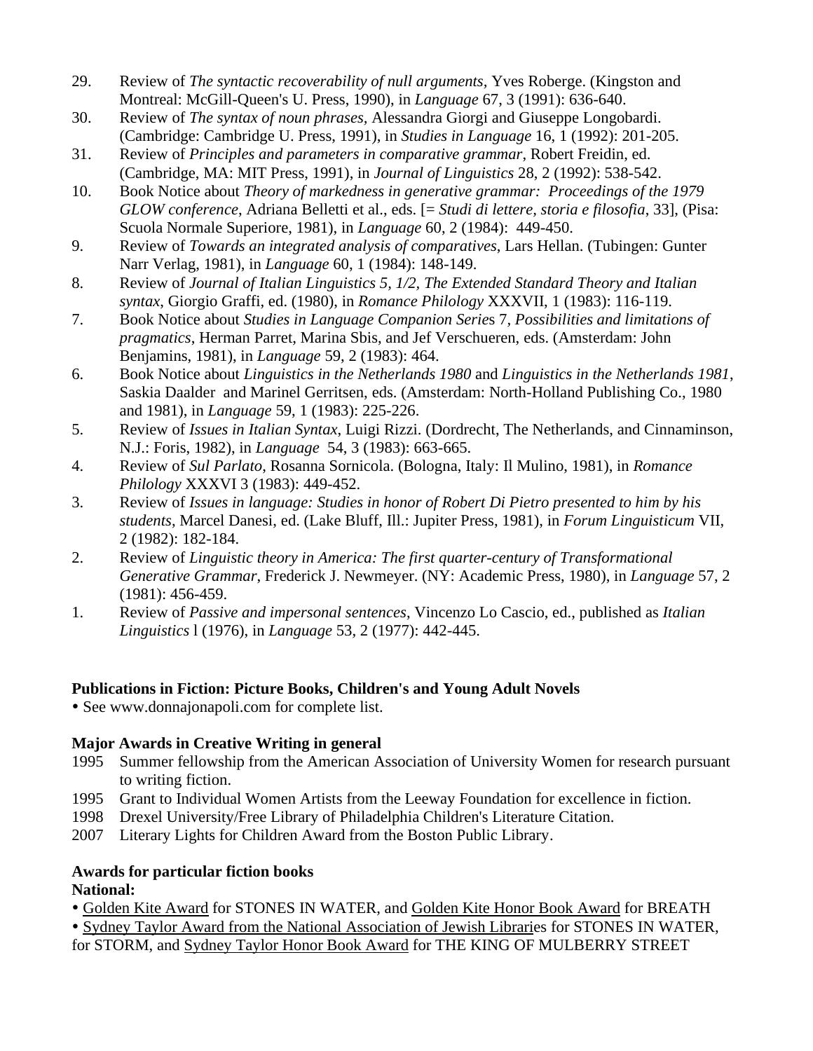29. Review of *The syntactic recoverability of null arguments*, Yves Roberge. (Kingston and Montreal: McGill-Queen's U. Press, 1990), in *Language* 67, 3 (1991): 636-640.
30. Review of *The syntax of noun phrases*, Alessandra Giorgi and Giuseppe Longobardi. (Cambridge: Cambridge U. Press, 1991), in *Studies in Language* 16, 1 (1992): 201-205.
31. Review of *Principles and parameters in comparative grammar*, Robert Freidin, ed. (Cambridge, MA: MIT Press, 1991), in *Journal of Linguistics* 28, 2 (1992): 538-542.
10. Book Notice about *Theory of markedness in generative grammar: Proceedings of the 1979 GLOW conference*, Adriana Belletti et al., eds. [= *Studi di lettere, storia e filosofia*, 33], (Pisa: Scuola Normale Superiore, 1981), in *Language* 60, 2 (1984): 449-450.
9. Review of *Towards an integrated analysis of comparatives*, Lars Hellan. (Tubingen: Gunter Narr Verlag, 1981), in *Language* 60, 1 (1984): 148-149.
8. Review of *Journal of Italian Linguistics 5, 1/2, The Extended Standard Theory and Italian syntax*, Giorgio Graffi, ed. (1980), in *Romance Philology* XXXVII, 1 (1983): 116-119.
7. Book Notice about *Studies in Language Companion Series* 7, *Possibilities and limitations of pragmatics*, Herman Parret, Marina Sbis, and Jef Verschueren, eds. (Amsterdam: John Benjamins, 1981), in *Language* 59, 2 (1983): 464.
6. Book Notice about *Linguistics in the Netherlands 1980* and *Linguistics in the Netherlands 1981*, Saskia Daalder and Marinel Gerritsen, eds. (Amsterdam: North-Holland Publishing Co., 1980 and 1981), in *Language* 59, 1 (1983): 225-226.
5. Review of *Issues in Italian Syntax*, Luigi Rizzi. (Dordrecht, The Netherlands, and Cinnaminson, N.J.: Foris, 1982), in *Language* 54, 3 (1983): 663-665.
4. Review of *Sul Parlato*, Rosanna Sornicola. (Bologna, Italy: Il Mulino, 1981), in *Romance Philology* XXXVI 3 (1983): 449-452.
3. Review of *Issues in language: Studies in honor of Robert Di Pietro presented to him by his students*, Marcel Danesi, ed. (Lake Bluff, Ill.: Jupiter Press, 1981), in *Forum Linguisticum* VII, 2 (1982): 182-184.
2. Review of *Linguistic theory in America: The first quarter-century of Transformational Generative Grammar*, Frederick J. Newmeyer. (NY: Academic Press, 1980), in *Language* 57, 2 (1981): 456-459.
1. Review of *Passive and impersonal sentences*, Vincenzo Lo Cascio, ed., published as *Italian Linguistics* l (1976), in *Language* 53, 2 (1977): 442-445.

**Publications in Fiction: Picture Books, Children's and Young Adult Novels**

- See www.donnajonapoli.com for complete list.

**Major Awards in Creative Writing in general**

1995 Summer fellowship from the American Association of University Women for research pursuant to writing fiction.
1995 Grant to Individual Women Artists from the Leeway Foundation for excellence in fiction.
1998 Drexel University/Free Library of Philadelphia Children's Literature Citation.
2007 Literary Lights for Children Award from the Boston Public Library.

**Awards for particular fiction books**
**National:**

- Golden Kite Award for STONES IN WATER, and Golden Kite Honor Book Award for BREATH
- Sydney Taylor Award from the National Association of Jewish Libraries for STONES IN WATER, for STORM, and Sydney Taylor Honor Book Award for THE KING OF MULBERRY STREET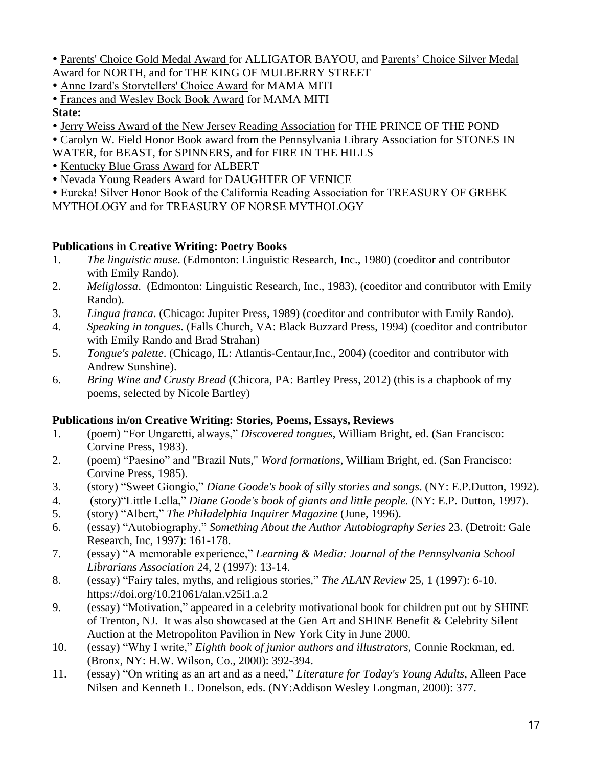- Parents' Choice Gold Medal Award for ALLIGATOR BAYOU, and Parents' Choice Silver Medal Award for NORTH, and for THE KING OF MULBERRY STREET
- Anne Izard's Storytellers' Choice Award for MAMA MITI
- Frances and Wesley Bock Book Award for MAMA MITI

**State:**

- Jerry Weiss Award of the New Jersey Reading Association for THE PRINCE OF THE POND
- Carolyn W. Field Honor Book award from the Pennsylvania Library Association for STONES IN WATER, for BEAST, for SPINNERS, and for FIRE IN THE HILLS
- Kentucky Blue Grass Award for ALBERT
- Nevada Young Readers Award for DAUGHTER OF VENICE
- Eureka! Silver Honor Book of the California Reading Association for TREASURY OF GREEK MYTHOLOGY and for TREASURY OF NORSE MYTHOLOGY

**Publications in Creative Writing: Poetry Books**

1. *The linguistic muse*. (Edmonton: Linguistic Research, Inc., 1980) (coeditor and contributor with Emily Rando).
2. *Meliglossa*. (Edmonton: Linguistic Research, Inc., 1983), (coeditor and contributor with Emily Rando).
3. *Lingua franca*. (Chicago: Jupiter Press, 1989) (coeditor and contributor with Emily Rando).
4. *Speaking in tongues*. (Falls Church, VA: Black Buzzard Press, 1994) (coeditor and contributor with Emily Rando and Brad Strahan)
5. *Tongue's palette*. (Chicago, IL: Atlantis-Centaur,Inc., 2004) (coeditor and contributor with Andrew Sunshine).
6. *Bring Wine and Crusty Bread* (Chicora, PA: Bartley Press, 2012) (this is a chapbook of my poems, selected by Nicole Bartley)

**Publications in/on Creative Writing: Stories, Poems, Essays, Reviews**

1. (poem) "For Ungaretti, always," *Discovered tongues*, William Bright, ed. (San Francisco: Corvine Press, 1983).
2. (poem) "Paesino" and "Brazil Nuts," *Word formations*, William Bright, ed. (San Francisco: Corvine Press, 1985).
3. (story) "Sweet Giongio," *Diane Goode's book of silly stories and songs*. (NY: E.P.Dutton, 1992).
4. (story)"Little Lella," *Diane Goode's book of giants and little people.* (NY: E.P. Dutton, 1997).
5. (story) "Albert," *The Philadelphia Inquirer Magazine* (June, 1996).
6. (essay) "Autobiography," *Something About the Author Autobiography Series* 23. (Detroit: Gale Research, Inc, 1997): 161-178.
7. (essay) "A memorable experience," *Learning & Media: Journal of the Pennsylvania School Librarians Association* 24, 2 (1997): 13-14.
8. (essay) "Fairy tales, myths, and religious stories," *The ALAN Review* 25, 1 (1997): 6-10. https://doi.org/10.21061/alan.v25i1.a.2
9. (essay) "Motivation," appeared in a celebrity motivational book for children put out by SHINE of Trenton, NJ. It was also showcased at the Gen Art and SHINE Benefit & Celebrity Silent Auction at the Metropoliton Pavilion in New York City in June 2000.
10. (essay) "Why I write," *Eighth book of junior authors and illustrators*, Connie Rockman, ed. (Bronx, NY: H.W. Wilson, Co., 2000): 392-394.
11. (essay) "On writing as an art and as a need," *Literature for Today's Young Adults*, Alleen Pace Nilsen and Kenneth L. Donelson, eds. (NY:Addison Wesley Longman, 2000): 377.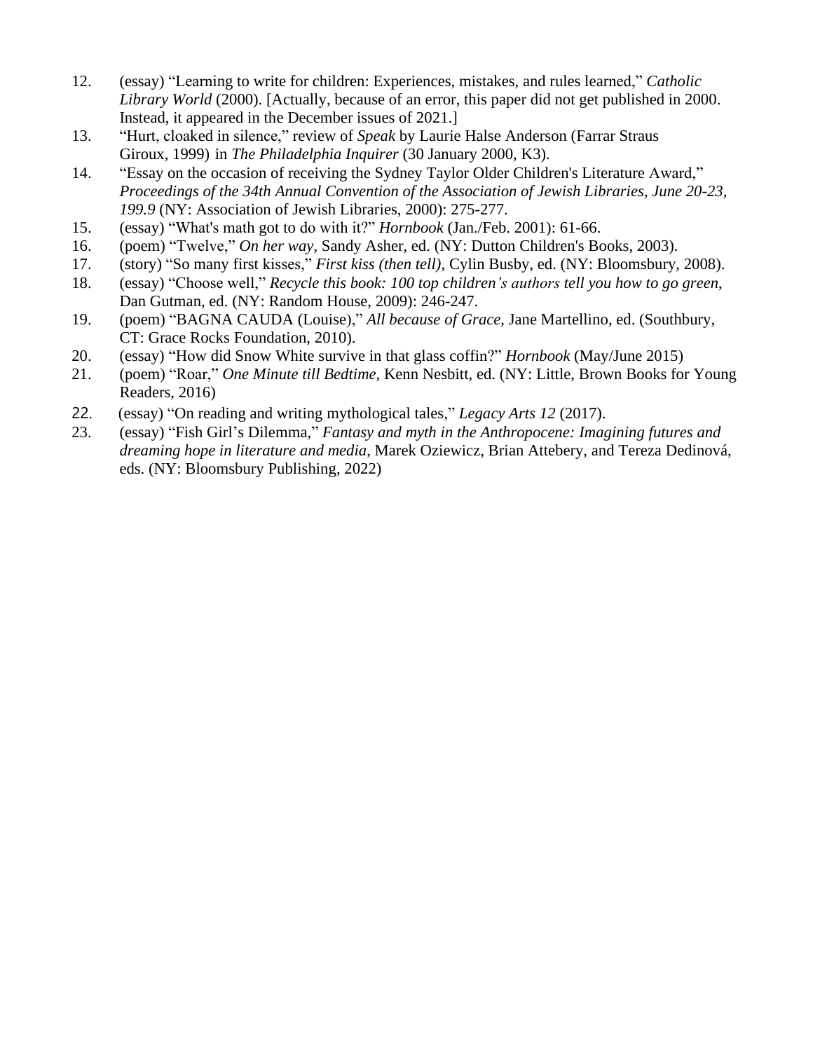12. (essay) "Learning to write for children: Experiences, mistakes, and rules learned," *Catholic Library World* (2000). [Actually, because of an error, this paper did not get published in 2000. Instead, it appeared in the December issues of 2021.]
13. "Hurt, cloaked in silence," review of *Speak* by Laurie Halse Anderson (Farrar Straus Giroux, 1999) in *The Philadelphia Inquirer* (30 January 2000, K3).
14. "Essay on the occasion of receiving the Sydney Taylor Older Children's Literature Award," *Proceedings of the 34th Annual Convention of the Association of Jewish Libraries, June 20-23, 199.9* (NY: Association of Jewish Libraries, 2000): 275-277.
15. (essay) "What's math got to do with it?" *Hornbook* (Jan./Feb. 2001): 61-66.
16. (poem) "Twelve," *On her way*, Sandy Asher, ed. (NY: Dutton Children's Books, 2003).
17. (story) "So many first kisses," *First kiss (then tell)*, Cylin Busby, ed. (NY: Bloomsbury, 2008).
18. (essay) "Choose well," *Recycle this book: 100 top children's authors tell you how to go green*, Dan Gutman, ed. (NY: Random House, 2009): 246-247.
19. (poem) "BAGNA CAUDA (Louise)," *All because of Grace*, Jane Martellino, ed. (Southbury, CT: Grace Rocks Foundation, 2010).
20. (essay) "How did Snow White survive in that glass coffin?" *Hornbook* (May/June 2015)
21. (poem) "Roar," *One Minute till Bedtime*, Kenn Nesbitt, ed. (NY: Little, Brown Books for Young Readers, 2016)
22. (essay) "On reading and writing mythological tales," *Legacy Arts 12* (2017).
23. (essay) "Fish Girl's Dilemma," *Fantasy and myth in the Anthropocene: Imagining futures and dreaming hope in literature and media*, Marek Oziewicz, Brian Attebery, and Tereza Dedinová, eds. (NY: Bloomsbury Publishing, 2022)